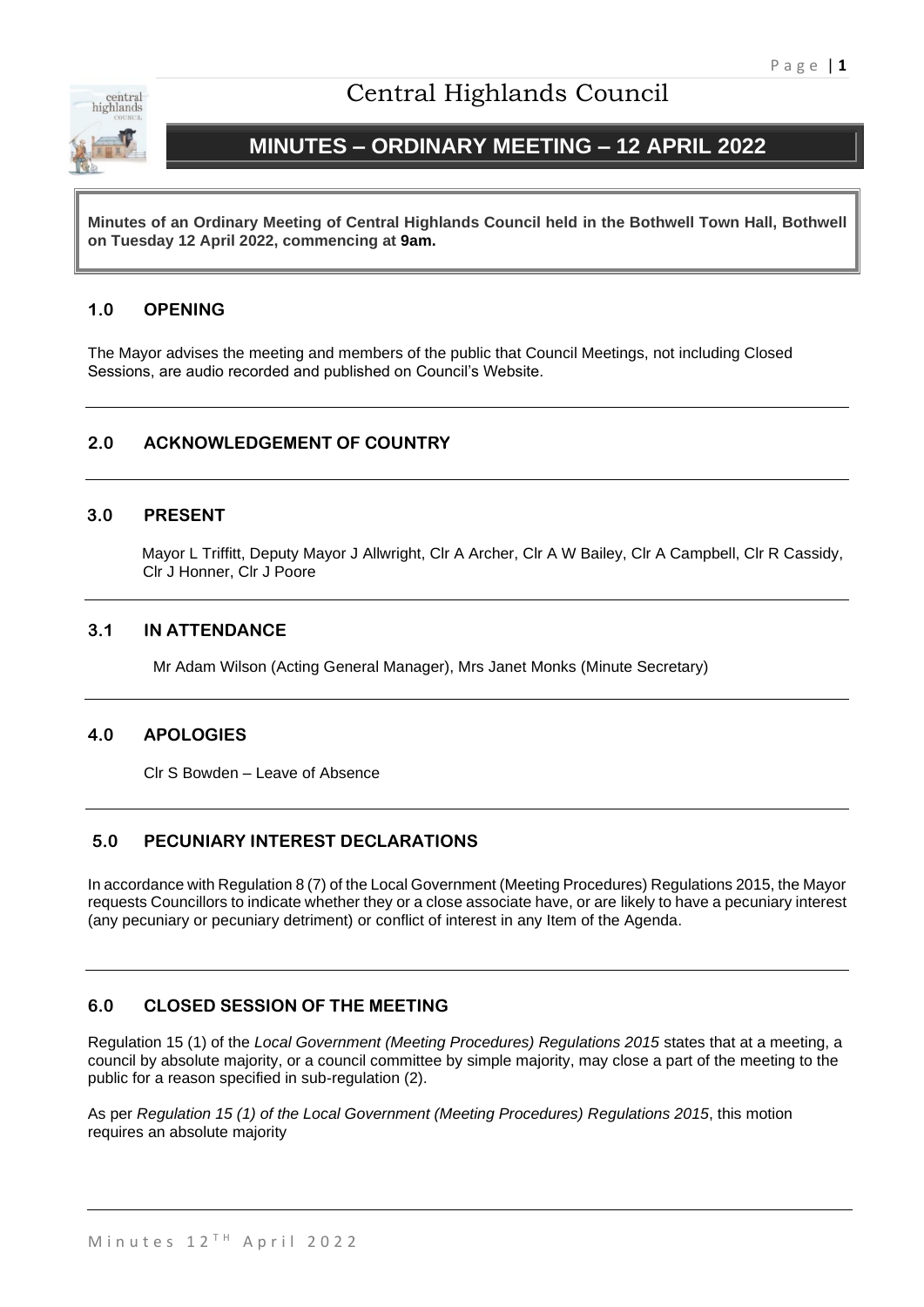# Central Highlands Council

## MINUTES – ORDINARY MEETING – 12 APRIL 2022

**Minutes of an Ordinary Meeting of Central Highlands Council held in the Bothwell Town Hall, Bothwell on Tuesday 12 April 2022, commencing at 9am.**

### 1.0 OPENING

The Mayor advises the meeting and members of the public that Council Meetings, not including Closed Sessions, are audio recorded and published on Council's Website.

### 2.0 ACKNOWLEDGEMENT OF COUNTRY

### 3.0 PRESENT

Mayor L Triffitt, Deputy Mayor J Allwright, Clr A Archer, Clr A W Bailey, Clr A Campbell, Clr R Cassidy, Clr J Honner, Clr J Poore

### 3.1 IN ATTENDANCE

Mr Adam Wilson (Acting General Manager), Mrs Janet Monks (Minute Secretary)

### 4.0 APOLOGIES

Clr S Bowden – Leave of Absence

### 5.0 PECUNIARY INTEREST DECLARATIONS

In accordance with Regulation 8 (7) of the Local Government (Meeting Procedures) Regulations 2015, the Mayor requests Councillors to indicate whether they or a close associate have, or are likely to have a pecuniary interest (any pecuniary or pecuniary detriment) or conflict of interest in any Item of the Agenda.

### 6.0 CLOSED SESSION OF THE MEETING

Regulation 15 (1) of the *Local Government (Meeting Procedures) Regulations 2015* states that at a meeting, a council by absolute majority, or a council committee by simple majority, may close a part of the meeting to the public for a reason specified in sub-regulation (2).

As per *Regulation 15 (1) of the Local Government (Meeting Procedures) Regulations 2015*, this motion requires an absolute majority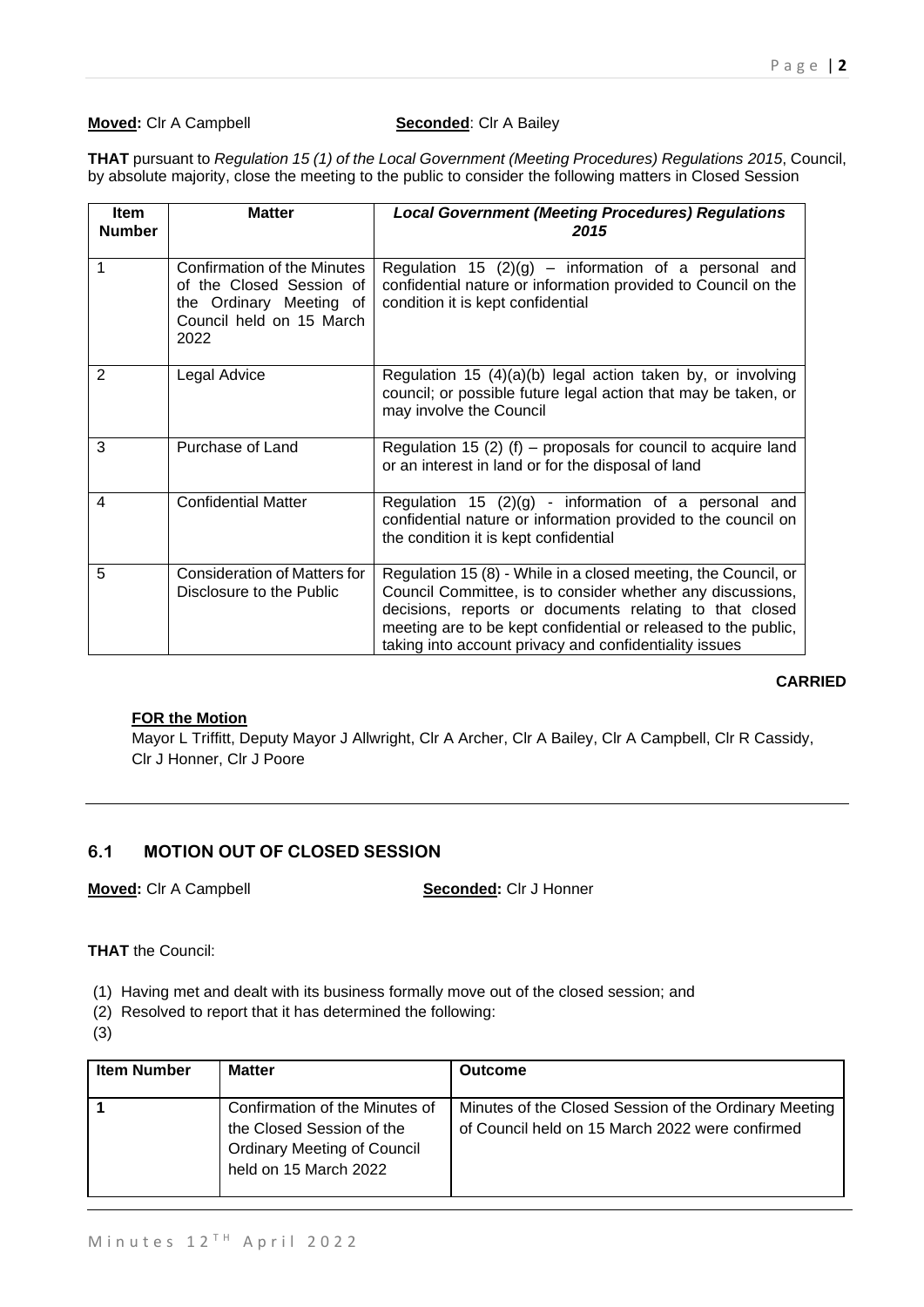**Moved:** Clr A Campbell **Seconded**: Clr A Bailey

**THAT** pursuant to *Regulation 15 (1) of the Local Government (Meeting Procedures) Regulations 2015*, Council, by absolute majority, close the meeting to the public to consider the following matters in Closed Session

| Item Number | Matter | *Local Government (Meeting Procedures) Regulations 2015* |
|---|---|---|
| 1 | Confirmation of the Minutes of the Closed Session of the Ordinary Meeting of Council held on 15 March 2022 | Regulation 15 (2)(g) – information of a personal and confidential nature or information provided to Council on the condition it is kept confidential |
| 2 | Legal Advice | Regulation 15 (4)(a)(b) legal action taken by, or involving council; or possible future legal action that may be taken, or may involve the Council |
| 3 | Purchase of Land | Regulation 15 (2) (f) – proposals for council to acquire land or an interest in land or for the disposal of land |
| 4 | Confidential Matter | Regulation 15 (2)(g) - information of a personal and confidential nature or information provided to the council on the condition it is kept confidential |
| 5 | Consideration of Matters for Disclosure to the Public | Regulation 15 (8) - While in a closed meeting, the Council, or Council Committee, is to consider whether any discussions, decisions, reports or documents relating to that closed meeting are to be kept confidential or released to the public, taking into account privacy and confidentiality issues |

**CARRIED**

**FOR the Motion**

Mayor L Triffitt, Deputy Mayor J Allwright, Clr A Archer, Clr A Bailey, Clr A Campbell, Clr R Cassidy, Clr J Honner, Clr J Poore

## 6.1 MOTION OUT OF CLOSED SESSION

**Moved:** Clr A Campbell **Seconded:** Clr J Honner

**THAT** the Council:

(1) Having met and dealt with its business formally move out of the closed session; and
(2) Resolved to report that it has determined the following:
(3)

| Item Number | Matter | Outcome |
|---|---|---|
| 1 | Confirmation of the Minutes of the Closed Session of the Ordinary Meeting of Council held on 15 March 2022 | Minutes of the Closed Session of the Ordinary Meeting of Council held on 15 March 2022 were confirmed |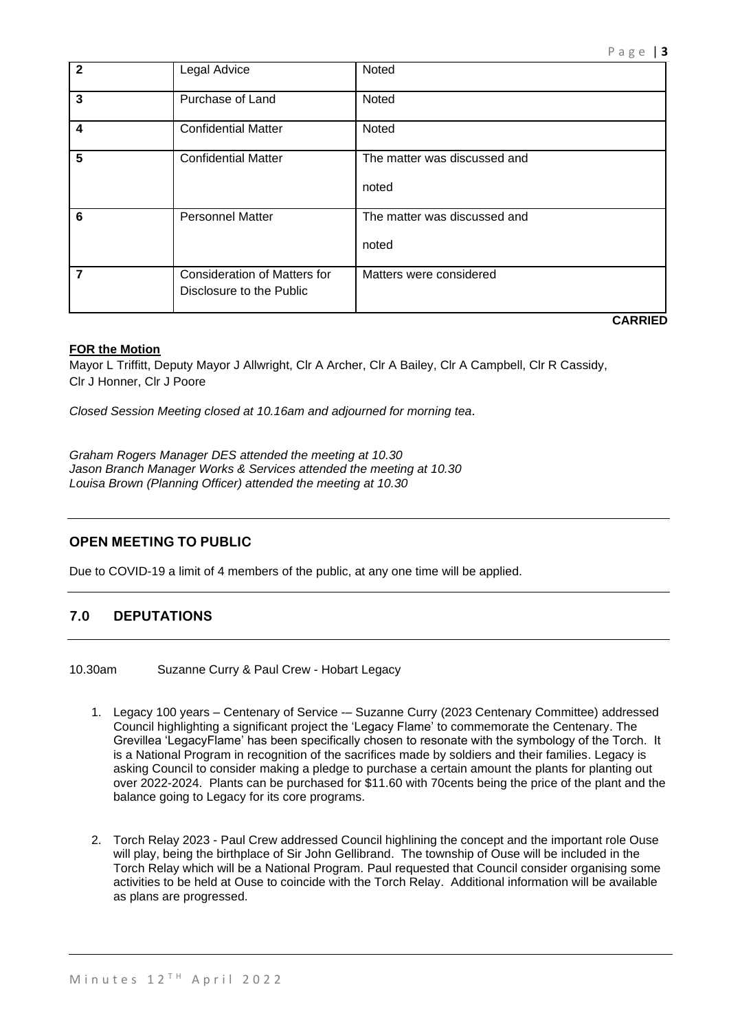| 2 | Legal Advice | Noted |
|---|---|---|
| 3 | Purchase of Land | Noted |
| 4 | Confidential Matter | Noted |
| 5 | Confidential Matter | The matter was discussed and noted |
| 6 | Personnel Matter | The matter was discussed and noted |
| 7 | Consideration of Matters for Disclosure to the Public | Matters were considered |

**CARRIED**

**FOR the Motion**
Mayor L Triffitt, Deputy Mayor J Allwright, Clr A Archer, Clr A Bailey, Clr A Campbell, Clr R Cassidy, Clr J Honner, Clr J Poore

*Closed Session Meeting closed at 10.16am and adjourned for morning tea.*

*Graham Rogers Manager DES attended the meeting at 10.30*
*Jason Branch Manager Works & Services attended the meeting at 10.30*
*Louisa Brown (Planning Officer) attended the meeting at 10.30*

## OPEN MEETING TO PUBLIC

Due to COVID-19 a limit of 4 members of the public, at any one time will be applied.

## 7.0 DEPUTATIONS

10.30am Suzanne Curry & Paul Crew - Hobart Legacy

1. Legacy 100 years – Centenary of Service -– Suzanne Curry (2023 Centenary Committee) addressed Council highlighting a significant project the 'Legacy Flame' to commemorate the Centenary. The Grevillea 'LegacyFlame' has been specifically chosen to resonate with the symbology of the Torch. It is a National Program in recognition of the sacrifices made by soldiers and their families. Legacy is asking Council to consider making a pledge to purchase a certain amount the plants for planting out over 2022-2024. Plants can be purchased for $11.60 with 70cents being the price of the plant and the balance going to Legacy for its core programs.

2. Torch Relay 2023 - Paul Crew addressed Council highlining the concept and the important role Ouse will play, being the birthplace of Sir John Gellibrand. The township of Ouse will be included in the Torch Relay which will be a National Program. Paul requested that Council consider organising some activities to be held at Ouse to coincide with the Torch Relay. Additional information will be available as plans are progressed.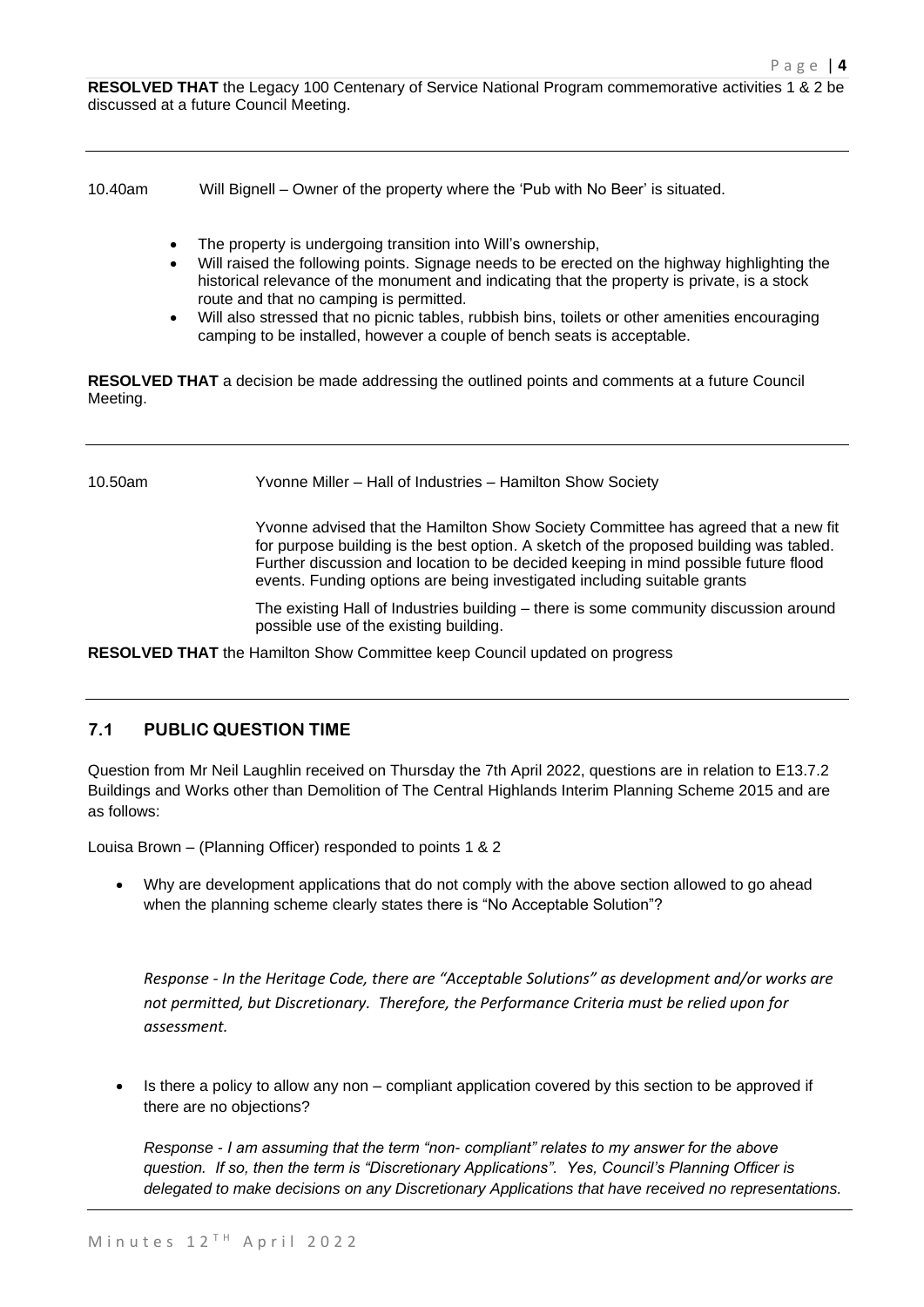**RESOLVED THAT** the Legacy 100 Centenary of Service National Program commemorative activities 1 & 2 be discussed at a future Council Meeting.

---

10.40am Will Bignell – Owner of the property where the 'Pub with No Beer' is situated.

- The property is undergoing transition into Will's ownership,
- Will raised the following points. Signage needs to be erected on the highway highlighting the historical relevance of the monument and indicating that the property is private, is a stock route and that no camping is permitted.
- Will also stressed that no picnic tables, rubbish bins, toilets or other amenities encouraging camping to be installed, however a couple of bench seats is acceptable.

**RESOLVED THAT** a decision be made addressing the outlined points and comments at a future Council Meeting.

---

10.50am Yvonne Miller – Hall of Industries – Hamilton Show Society

Yvonne advised that the Hamilton Show Society Committee has agreed that a new fit for purpose building is the best option. A sketch of the proposed building was tabled. Further discussion and location to be decided keeping in mind possible future flood events. Funding options are being investigated including suitable grants

The existing Hall of Industries building – there is some community discussion around possible use of the existing building.

**RESOLVED THAT** the Hamilton Show Committee keep Council updated on progress

---

## 7.1 PUBLIC QUESTION TIME

Question from Mr Neil Laughlin received on Thursday the 7th April 2022, questions are in relation to E13.7.2 Buildings and Works other than Demolition of The Central Highlands Interim Planning Scheme 2015 and are as follows:

Louisa Brown – (Planning Officer) responded to points 1 & 2

- Why are development applications that do not comply with the above section allowed to go ahead when the planning scheme clearly states there is "No Acceptable Solution"?

  *Response - In the Heritage Code, there are "Acceptable Solutions" as development and/or works are not permitted, but Discretionary. Therefore, the Performance Criteria must be relied upon for assessment.*

- Is there a policy to allow any non – compliant application covered by this section to be approved if there are no objections?

  *Response - I am assuming that the term "non- compliant" relates to my answer for the above question. If so, then the term is "Discretionary Applications". Yes, Council's Planning Officer is delegated to make decisions on any Discretionary Applications that have received no representations.*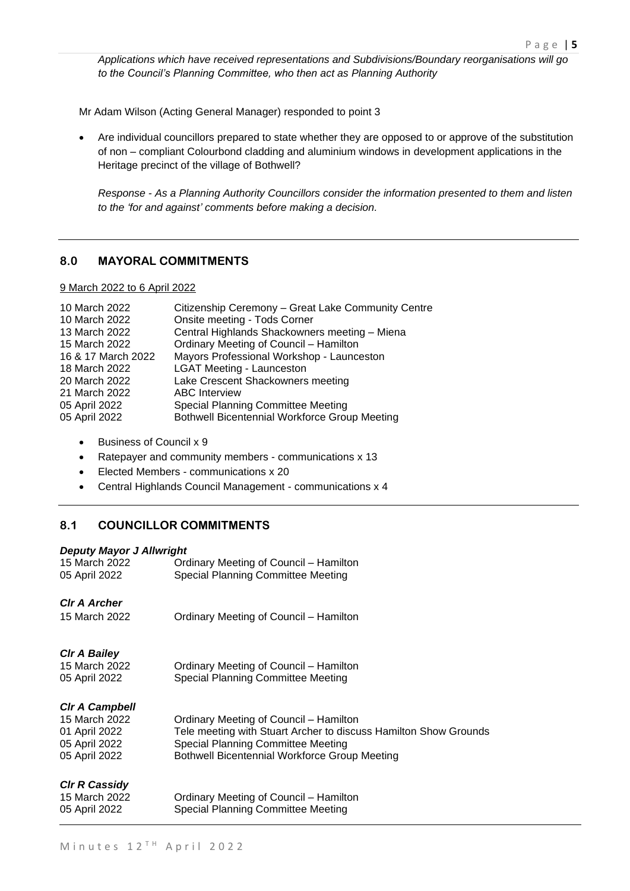*Applications which have received representations and Subdivisions/Boundary reorganisations will go to the Council's Planning Committee, who then act as Planning Authority*

Mr Adam Wilson (Acting General Manager) responded to point 3

- Are individual councillors prepared to state whether they are opposed to or approve of the substitution of non – compliant Colourbond cladding and aluminium windows in development applications in the Heritage precinct of the village of Bothwell?

  *Response - As a Planning Authority Councillors consider the information presented to them and listen to the 'for and against' comments before making a decision.*

## 8.0 MAYORAL COMMITMENTS

9 March 2022 to 6 April 2022

| | |
|---|---|
| 10 March 2022 | Citizenship Ceremony – Great Lake Community Centre |
| 10 March 2022 | Onsite meeting - Tods Corner |
| 13 March 2022 | Central Highlands Shackowners meeting – Miena |
| 15 March 2022 | Ordinary Meeting of Council – Hamilton |
| 16 & 17 March 2022 | Mayors Professional Workshop - Launceston |
| 18 March 2022 | LGAT Meeting - Launceston |
| 20 March 2022 | Lake Crescent Shackowners meeting |
| 21 March 2022 | ABC Interview |
| 05 April 2022 | Special Planning Committee Meeting |
| 05 April 2022 | Bothwell Bicentennial Workforce Group Meeting |

- Business of Council x 9
- Ratepayer and community members - communications x 13
- Elected Members - communications x 20
- Central Highlands Council Management - communications x 4

## 8.1 COUNCILLOR COMMITMENTS

***Deputy Mayor J Allwright***

| | |
|---|---|
| 15 March 2022 | Ordinary Meeting of Council – Hamilton |
| 05 April 2022 | Special Planning Committee Meeting |

***Clr A Archer***

| | |
|---|---|
| 15 March 2022 | Ordinary Meeting of Council – Hamilton |

***Clr A Bailey***

| | |
|---|---|
| 15 March 2022 | Ordinary Meeting of Council – Hamilton |
| 05 April 2022 | Special Planning Committee Meeting |

***Clr A Campbell***

| | |
|---|---|
| 15 March 2022 | Ordinary Meeting of Council – Hamilton |
| 01 April 2022 | Tele meeting with Stuart Archer to discuss Hamilton Show Grounds |
| 05 April 2022 | Special Planning Committee Meeting |
| 05 April 2022 | Bothwell Bicentennial Workforce Group Meeting |

***Clr R Cassidy***

| | |
|---|---|
| 15 March 2022 | Ordinary Meeting of Council – Hamilton |
| 05 April 2022 | Special Planning Committee Meeting |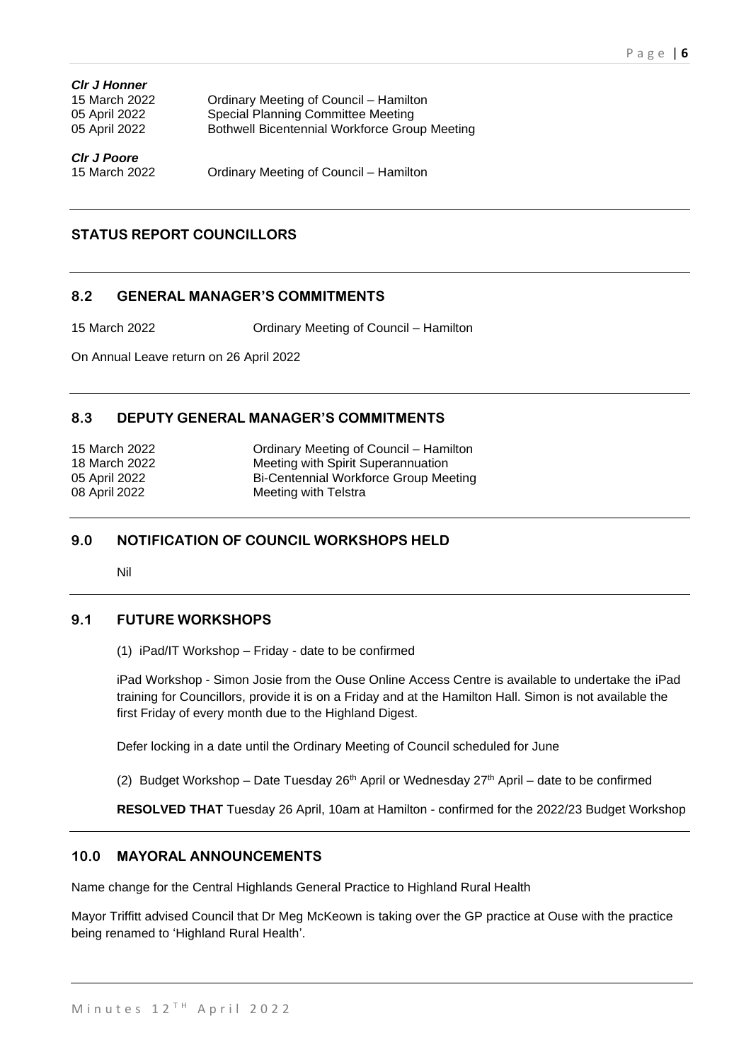***Clr J Honner***

| | |
|---|---|
| 15 March 2022 | Ordinary Meeting of Council – Hamilton |
| 05 April 2022 | Special Planning Committee Meeting |
| 05 April 2022 | Bothwell Bicentennial Workforce Group Meeting |

***Clr J Poore***

| | |
|---|---|
| 15 March 2022 | Ordinary Meeting of Council – Hamilton |

## STATUS REPORT COUNCILLORS

## 8.2 GENERAL MANAGER'S COMMITMENTS

| | |
|---|---|
| 15 March 2022 | Ordinary Meeting of Council – Hamilton |

On Annual Leave return on 26 April 2022

## 8.3 DEPUTY GENERAL MANAGER'S COMMITMENTS

| | |
|---|---|
| 15 March 2022 | Ordinary Meeting of Council – Hamilton |
| 18 March 2022 | Meeting with Spirit Superannuation |
| 05 April 2022 | Bi-Centennial Workforce Group Meeting |
| 08 April 2022 | Meeting with Telstra |

## 9.0 NOTIFICATION OF COUNCIL WORKSHOPS HELD

Nil

## 9.1 FUTURE WORKSHOPS

(1) iPad/IT Workshop – Friday - date to be confirmed

iPad Workshop - Simon Josie from the Ouse Online Access Centre is available to undertake the iPad training for Councillors, provide it is on a Friday and at the Hamilton Hall. Simon is not available the first Friday of every month due to the Highland Digest.

Defer locking in a date until the Ordinary Meeting of Council scheduled for June

(2) Budget Workshop – Date Tuesday 26th April or Wednesday 27th April – date to be confirmed

**RESOLVED THAT** Tuesday 26 April, 10am at Hamilton - confirmed for the 2022/23 Budget Workshop

## 10.0 MAYORAL ANNOUNCEMENTS

Name change for the Central Highlands General Practice to Highland Rural Health

Mayor Triffitt advised Council that Dr Meg McKeown is taking over the GP practice at Ouse with the practice being renamed to 'Highland Rural Health'.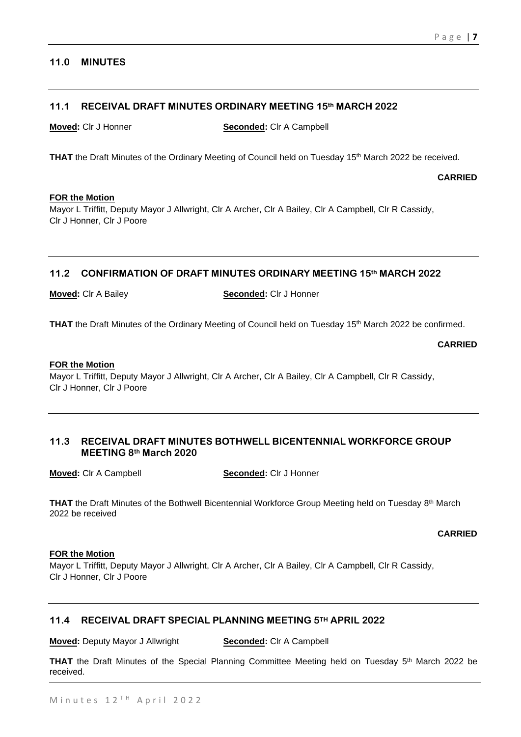## 11.0 MINUTES

### 11.1 RECEIVAL DRAFT MINUTES ORDINARY MEETING 15th MARCH 2022

**Moved:** Clr J Honner **Seconded:** Clr A Campbell

**THAT** the Draft Minutes of the Ordinary Meeting of Council held on Tuesday 15th March 2022 be received.

**CARRIED**

**FOR the Motion**
Mayor L Triffitt, Deputy Mayor J Allwright, Clr A Archer, Clr A Bailey, Clr A Campbell, Clr R Cassidy, Clr J Honner, Clr J Poore

### 11.2 CONFIRMATION OF DRAFT MINUTES ORDINARY MEETING 15th MARCH 2022

**Moved:** Clr A Bailey **Seconded:** Clr J Honner

**THAT** the Draft Minutes of the Ordinary Meeting of Council held on Tuesday 15th March 2022 be confirmed.

**CARRIED**

**FOR the Motion**
Mayor L Triffitt, Deputy Mayor J Allwright, Clr A Archer, Clr A Bailey, Clr A Campbell, Clr R Cassidy, Clr J Honner, Clr J Poore

### 11.3 RECEIVAL DRAFT MINUTES BOTHWELL BICENTENNIAL WORKFORCE GROUP MEETING 8th March 2020

**Moved:** Clr A Campbell **Seconded:** Clr J Honner

**THAT** the Draft Minutes of the Bothwell Bicentennial Workforce Group Meeting held on Tuesday 8th March 2022 be received

**CARRIED**

**FOR the Motion**
Mayor L Triffitt, Deputy Mayor J Allwright, Clr A Archer, Clr A Bailey, Clr A Campbell, Clr R Cassidy, Clr J Honner, Clr J Poore

### 11.4 RECEIVAL DRAFT SPECIAL PLANNING MEETING 5TH APRIL 2022

**Moved:** Deputy Mayor J Allwright **Seconded:** Clr A Campbell

**THAT** the Draft Minutes of the Special Planning Committee Meeting held on Tuesday 5th March 2022 be received.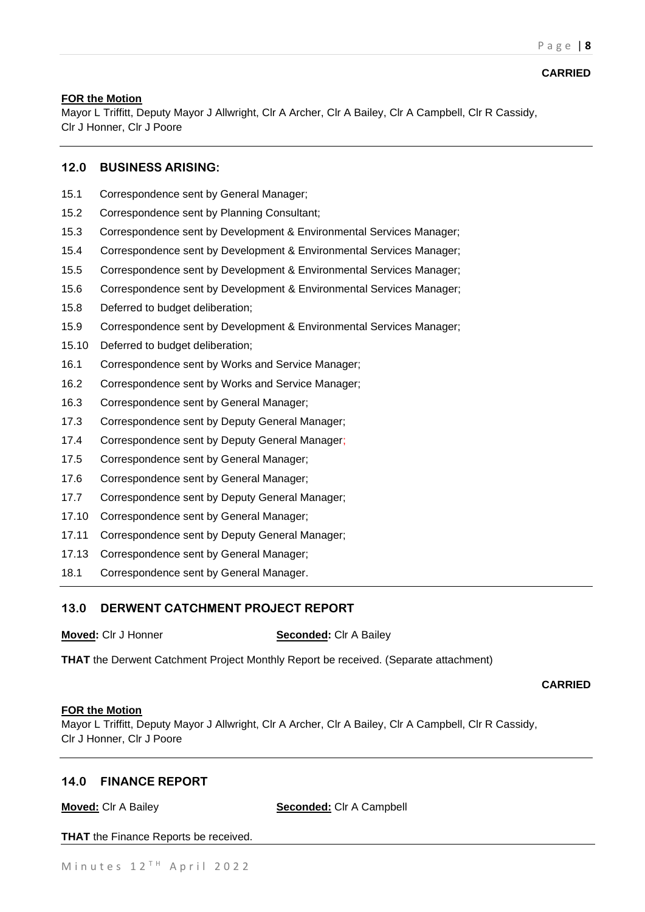**CARRIED**

**FOR the Motion**
Mayor L Triffitt, Deputy Mayor J Allwright, Clr A Archer, Clr A Bailey, Clr A Campbell, Clr R Cassidy, Clr J Honner, Clr J Poore

---

## 12.0 BUSINESS ARISING:

15.1 Correspondence sent by General Manager;

15.2 Correspondence sent by Planning Consultant;

15.3 Correspondence sent by Development & Environmental Services Manager;

15.4 Correspondence sent by Development & Environmental Services Manager;

15.5 Correspondence sent by Development & Environmental Services Manager;

15.6 Correspondence sent by Development & Environmental Services Manager;

15.8 Deferred to budget deliberation;

15.9 Correspondence sent by Development & Environmental Services Manager;

15.10 Deferred to budget deliberation;

16.1 Correspondence sent by Works and Service Manager;

16.2 Correspondence sent by Works and Service Manager;

16.3 Correspondence sent by General Manager;

17.3 Correspondence sent by Deputy General Manager;

17.4 Correspondence sent by Deputy General Manager;

17.5 Correspondence sent by General Manager;

17.6 Correspondence sent by General Manager;

17.7 Correspondence sent by Deputy General Manager;

17.10 Correspondence sent by General Manager;

17.11 Correspondence sent by Deputy General Manager;

17.13 Correspondence sent by General Manager;

18.1 Correspondence sent by General Manager.

---

## 13.0 DERWENT CATCHMENT PROJECT REPORT

**Moved:** Clr J Honner **Seconded:** Clr A Bailey

**THAT** the Derwent Catchment Project Monthly Report be received. (Separate attachment)

**CARRIED**

**FOR the Motion**
Mayor L Triffitt, Deputy Mayor J Allwright, Clr A Archer, Clr A Bailey, Clr A Campbell, Clr R Cassidy, Clr J Honner, Clr J Poore

---

## 14.0 FINANCE REPORT

**Moved:** Clr A Bailey **Seconded:** Clr A Campbell

**THAT** the Finance Reports be received.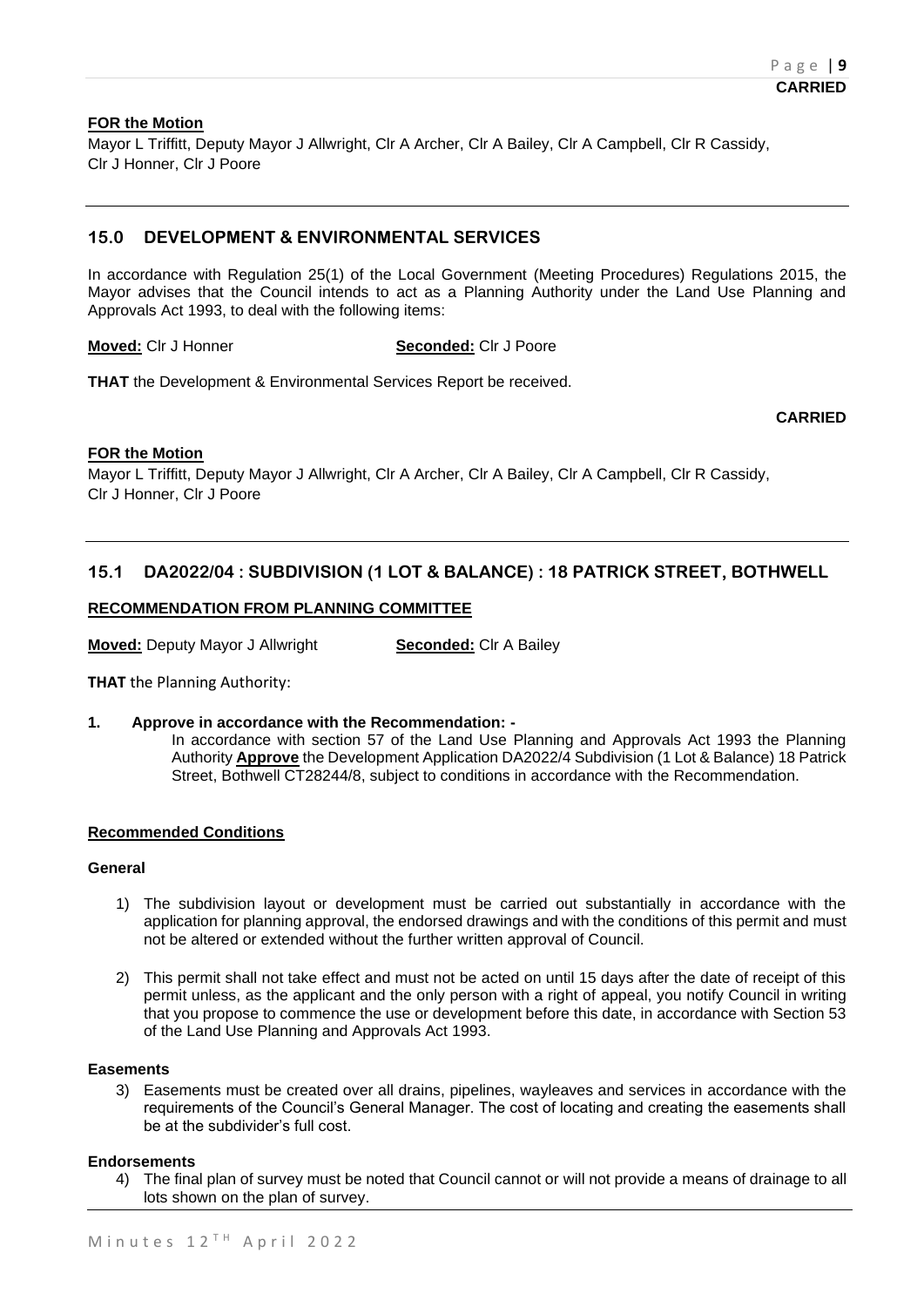**CARRIED**

**FOR the Motion**

Mayor L Triffitt, Deputy Mayor J Allwright, Clr A Archer, Clr A Bailey, Clr A Campbell, Clr R Cassidy, Clr J Honner, Clr J Poore

## 15.0 DEVELOPMENT & ENVIRONMENTAL SERVICES

In accordance with Regulation 25(1) of the Local Government (Meeting Procedures) Regulations 2015, the Mayor advises that the Council intends to act as a Planning Authority under the Land Use Planning and Approvals Act 1993, to deal with the following items:

**Moved:** Clr J Honner **Seconded:** Clr J Poore

**THAT** the Development & Environmental Services Report be received.

**CARRIED**

**FOR the Motion**

Mayor L Triffitt, Deputy Mayor J Allwright, Clr A Archer, Clr A Bailey, Clr A Campbell, Clr R Cassidy, Clr J Honner, Clr J Poore

## 15.1 DA2022/04 : SUBDIVISION (1 LOT & BALANCE) : 18 PATRICK STREET, BOTHWELL

**RECOMMENDATION FROM PLANNING COMMITTEE**

**Moved:** Deputy Mayor J Allwright **Seconded:** Clr A Bailey

**THAT** the Planning Authority:

**1. Approve in accordance with the Recommendation: -**

In accordance with section 57 of the Land Use Planning and Approvals Act 1993 the Planning Authority **Approve** the Development Application DA2022/4 Subdivision (1 Lot & Balance) 18 Patrick Street, Bothwell CT28244/8, subject to conditions in accordance with the Recommendation.

**Recommended Conditions**

**General**

1) The subdivision layout or development must be carried out substantially in accordance with the application for planning approval, the endorsed drawings and with the conditions of this permit and must not be altered or extended without the further written approval of Council.

2) This permit shall not take effect and must not be acted on until 15 days after the date of receipt of this permit unless, as the applicant and the only person with a right of appeal, you notify Council in writing that you propose to commence the use or development before this date, in accordance with Section 53 of the Land Use Planning and Approvals Act 1993.

**Easements**

3) Easements must be created over all drains, pipelines, wayleaves and services in accordance with the requirements of the Council's General Manager. The cost of locating and creating the easements shall be at the subdivider's full cost.

**Endorsements**

4) The final plan of survey must be noted that Council cannot or will not provide a means of drainage to all lots shown on the plan of survey.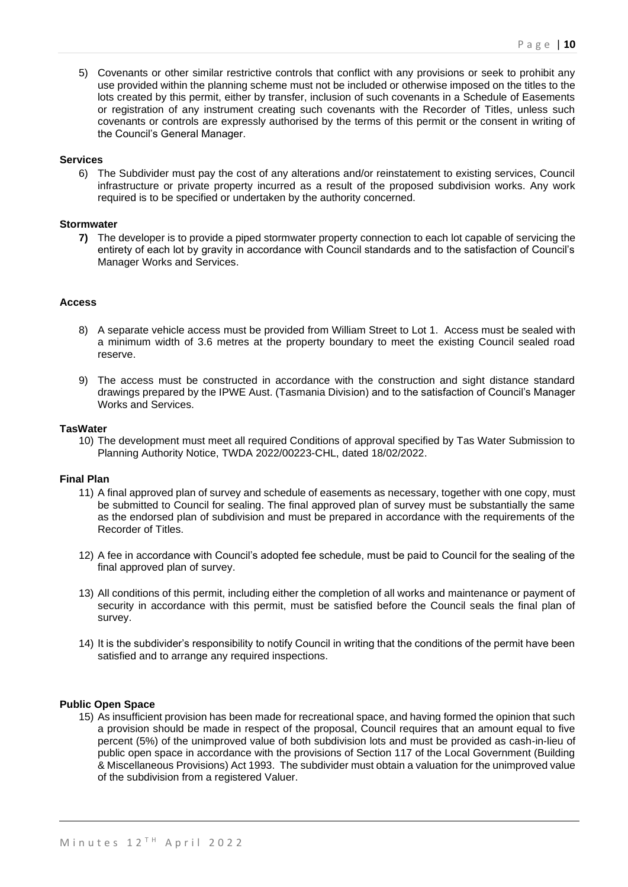5) Covenants or other similar restrictive controls that conflict with any provisions or seek to prohibit any use provided within the planning scheme must not be included or otherwise imposed on the titles to the lots created by this permit, either by transfer, inclusion of such covenants in a Schedule of Easements or registration of any instrument creating such covenants with the Recorder of Titles, unless such covenants or controls are expressly authorised by the terms of this permit or the consent in writing of the Council's General Manager.

**Services**

6) The Subdivider must pay the cost of any alterations and/or reinstatement to existing services, Council infrastructure or private property incurred as a result of the proposed subdivision works. Any work required is to be specified or undertaken by the authority concerned.

**Stormwater**

**7)** The developer is to provide a piped stormwater property connection to each lot capable of servicing the entirety of each lot by gravity in accordance with Council standards and to the satisfaction of Council's Manager Works and Services.

**Access**

8) A separate vehicle access must be provided from William Street to Lot 1. Access must be sealed with a minimum width of 3.6 metres at the property boundary to meet the existing Council sealed road reserve.

9) The access must be constructed in accordance with the construction and sight distance standard drawings prepared by the IPWE Aust. (Tasmania Division) and to the satisfaction of Council's Manager Works and Services.

**TasWater**

10) The development must meet all required Conditions of approval specified by Tas Water Submission to Planning Authority Notice, TWDA 2022/00223-CHL, dated 18/02/2022.

**Final Plan**

11) A final approved plan of survey and schedule of easements as necessary, together with one copy, must be submitted to Council for sealing. The final approved plan of survey must be substantially the same as the endorsed plan of subdivision and must be prepared in accordance with the requirements of the Recorder of Titles.

12) A fee in accordance with Council's adopted fee schedule, must be paid to Council for the sealing of the final approved plan of survey.

13) All conditions of this permit, including either the completion of all works and maintenance or payment of security in accordance with this permit, must be satisfied before the Council seals the final plan of survey.

14) It is the subdivider's responsibility to notify Council in writing that the conditions of the permit have been satisfied and to arrange any required inspections.

**Public Open Space**

15) As insufficient provision has been made for recreational space, and having formed the opinion that such a provision should be made in respect of the proposal, Council requires that an amount equal to five percent (5%) of the unimproved value of both subdivision lots and must be provided as cash-in-lieu of public open space in accordance with the provisions of Section 117 of the Local Government (Building & Miscellaneous Provisions) Act 1993. The subdivider must obtain a valuation for the unimproved value of the subdivision from a registered Valuer.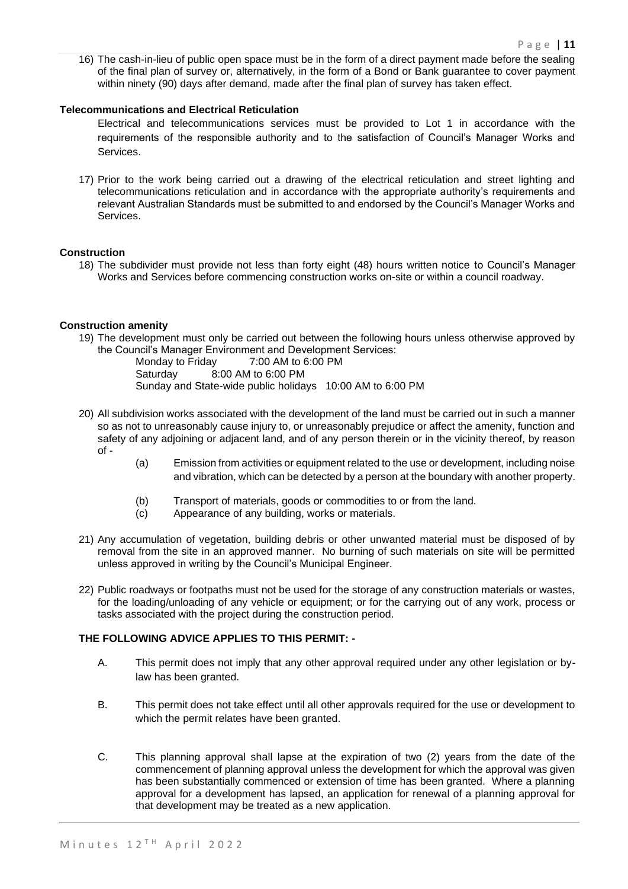16) The cash-in-lieu of public open space must be in the form of a direct payment made before the sealing of the final plan of survey or, alternatively, in the form of a Bond or Bank guarantee to cover payment within ninety (90) days after demand, made after the final plan of survey has taken effect.

**Telecommunications and Electrical Reticulation**

Electrical and telecommunications services must be provided to Lot 1 in accordance with the requirements of the responsible authority and to the satisfaction of Council's Manager Works and Services.

17) Prior to the work being carried out a drawing of the electrical reticulation and street lighting and telecommunications reticulation and in accordance with the appropriate authority's requirements and relevant Australian Standards must be submitted to and endorsed by the Council's Manager Works and Services.

**Construction**

18) The subdivider must provide not less than forty eight (48) hours written notice to Council's Manager Works and Services before commencing construction works on-site or within a council roadway.

**Construction amenity**

19) The development must only be carried out between the following hours unless otherwise approved by the Council's Manager Environment and Development Services:

    Monday to Friday 7:00 AM to 6:00 PM
    Saturday 8:00 AM to 6:00 PM
    Sunday and State-wide public holidays 10:00 AM to 6:00 PM

20) All subdivision works associated with the development of the land must be carried out in such a manner so as not to unreasonably cause injury to, or unreasonably prejudice or affect the amenity, function and safety of any adjoining or adjacent land, and of any person therein or in the vicinity thereof, by reason of -

    (a) Emission from activities or equipment related to the use or development, including noise and vibration, which can be detected by a person at the boundary with another property.

    (b) Transport of materials, goods or commodities to or from the land.

    (c) Appearance of any building, works or materials.

21) Any accumulation of vegetation, building debris or other unwanted material must be disposed of by removal from the site in an approved manner. No burning of such materials on site will be permitted unless approved in writing by the Council's Municipal Engineer.

22) Public roadways or footpaths must not be used for the storage of any construction materials or wastes, for the loading/unloading of any vehicle or equipment; or for the carrying out of any work, process or tasks associated with the project during the construction period.

**THE FOLLOWING ADVICE APPLIES TO THIS PERMIT: -**

A. This permit does not imply that any other approval required under any other legislation or by-law has been granted.

B. This permit does not take effect until all other approvals required for the use or development to which the permit relates have been granted.

C. This planning approval shall lapse at the expiration of two (2) years from the date of the commencement of planning approval unless the development for which the approval was given has been substantially commenced or extension of time has been granted. Where a planning approval for a development has lapsed, an application for renewal of a planning approval for that development may be treated as a new application.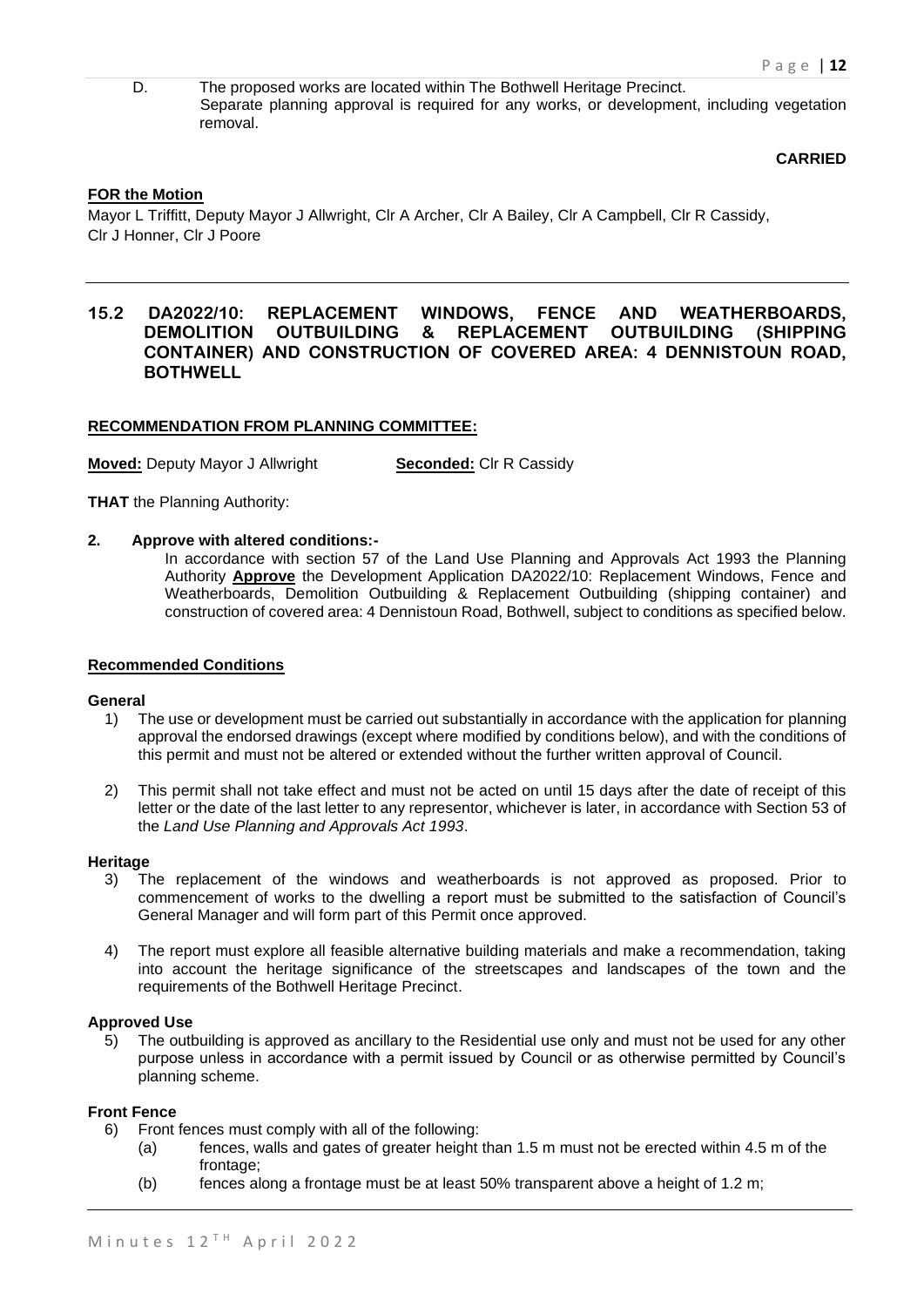D. The proposed works are located within The Bothwell Heritage Precinct. Separate planning approval is required for any works, or development, including vegetation removal.

**CARRIED**

**FOR the Motion**

Mayor L Triffitt, Deputy Mayor J Allwright, Clr A Archer, Clr A Bailey, Clr A Campbell, Clr R Cassidy, Clr J Honner, Clr J Poore

## 15.2 DA2022/10: REPLACEMENT WINDOWS, FENCE AND WEATHERBOARDS, DEMOLITION OUTBUILDING & REPLACEMENT OUTBUILDING (SHIPPING CONTAINER) AND CONSTRUCTION OF COVERED AREA: 4 DENNISTOUN ROAD, BOTHWELL

**RECOMMENDATION FROM PLANNING COMMITTEE:**

**Moved:** Deputy Mayor J Allwright **Seconded:** Clr R Cassidy

**THAT** the Planning Authority:

**2. Approve with altered conditions:-**

In accordance with section 57 of the Land Use Planning and Approvals Act 1993 the Planning Authority **Approve** the Development Application DA2022/10: Replacement Windows, Fence and Weatherboards, Demolition Outbuilding & Replacement Outbuilding (shipping container) and construction of covered area: 4 Dennistoun Road, Bothwell, subject to conditions as specified below.

**Recommended Conditions**

**General**

1) The use or development must be carried out substantially in accordance with the application for planning approval the endorsed drawings (except where modified by conditions below), and with the conditions of this permit and must not be altered or extended without the further written approval of Council.

2) This permit shall not take effect and must not be acted on until 15 days after the date of receipt of this letter or the date of the last letter to any representor, whichever is later, in accordance with Section 53 of the *Land Use Planning and Approvals Act 1993*.

**Heritage**

3) The replacement of the windows and weatherboards is not approved as proposed. Prior to commencement of works to the dwelling a report must be submitted to the satisfaction of Council's General Manager and will form part of this Permit once approved.

4) The report must explore all feasible alternative building materials and make a recommendation, taking into account the heritage significance of the streetscapes and landscapes of the town and the requirements of the Bothwell Heritage Precinct.

**Approved Use**

5) The outbuilding is approved as ancillary to the Residential use only and must not be used for any other purpose unless in accordance with a permit issued by Council or as otherwise permitted by Council's planning scheme.

**Front Fence**

6) Front fences must comply with all of the following:
   (a) fences, walls and gates of greater height than 1.5 m must not be erected within 4.5 m of the frontage;
   (b) fences along a frontage must be at least 50% transparent above a height of 1.2 m;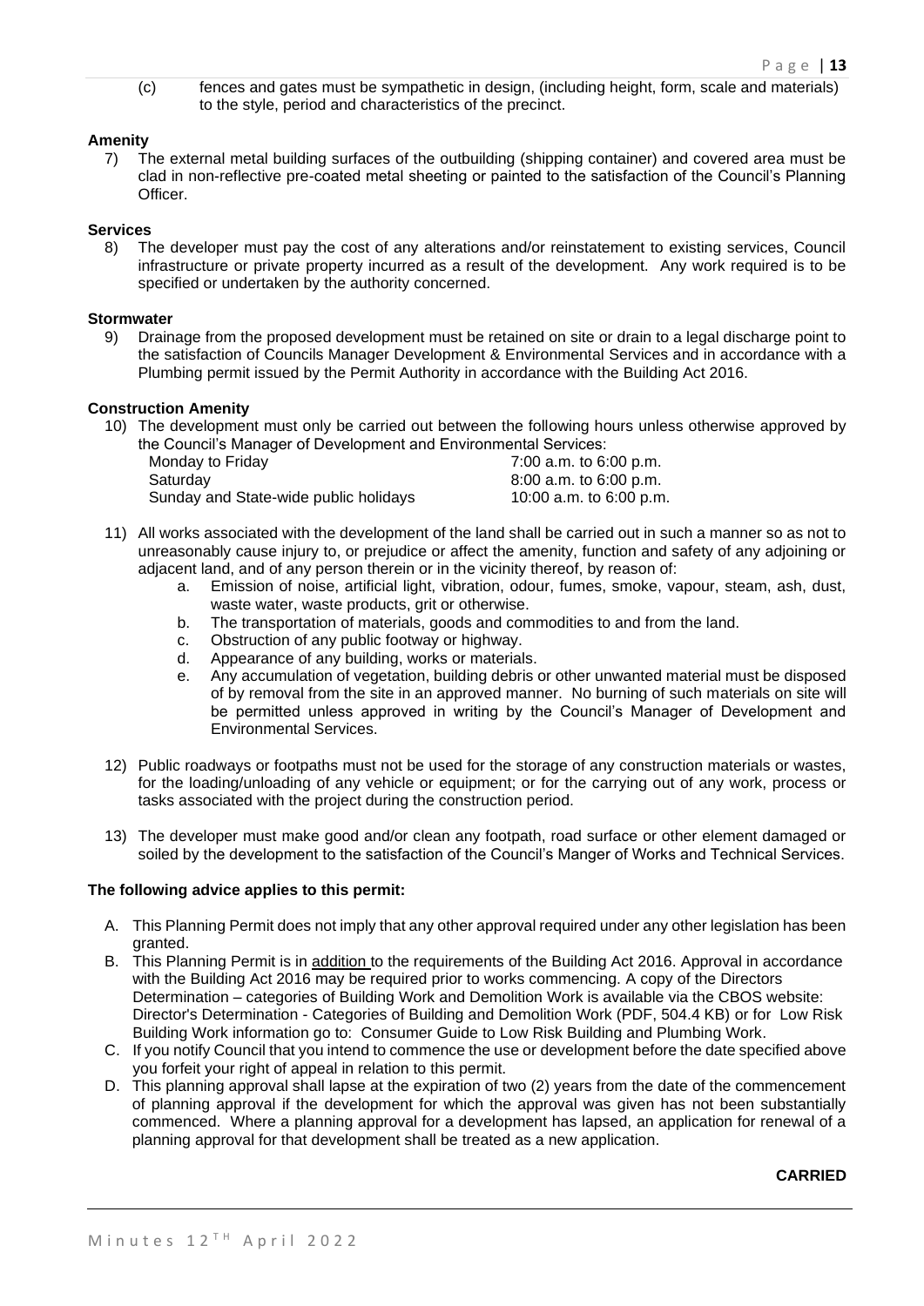(c) fences and gates must be sympathetic in design, (including height, form, scale and materials) to the style, period and characteristics of the precinct.

**Amenity**

7) The external metal building surfaces of the outbuilding (shipping container) and covered area must be clad in non-reflective pre-coated metal sheeting or painted to the satisfaction of the Council's Planning Officer.

**Services**

8) The developer must pay the cost of any alterations and/or reinstatement to existing services, Council infrastructure or private property incurred as a result of the development. Any work required is to be specified or undertaken by the authority concerned.

**Stormwater**

9) Drainage from the proposed development must be retained on site or drain to a legal discharge point to the satisfaction of Councils Manager Development & Environmental Services and in accordance with a Plumbing permit issued by the Permit Authority in accordance with the Building Act 2016.

**Construction Amenity**

10) The development must only be carried out between the following hours unless otherwise approved by the Council's Manager of Development and Environmental Services:

| | |
|---|---|
| Monday to Friday | 7:00 a.m. to 6:00 p.m. |
| Saturday | 8:00 a.m. to 6:00 p.m. |
| Sunday and State-wide public holidays | 10:00 a.m. to 6:00 p.m. |

11) All works associated with the development of the land shall be carried out in such a manner so as not to unreasonably cause injury to, or prejudice or affect the amenity, function and safety of any adjoining or adjacent land, and of any person therein or in the vicinity thereof, by reason of:
    a. Emission of noise, artificial light, vibration, odour, fumes, smoke, vapour, steam, ash, dust, waste water, waste products, grit or otherwise.
    b. The transportation of materials, goods and commodities to and from the land.
    c. Obstruction of any public footway or highway.
    d. Appearance of any building, works or materials.
    e. Any accumulation of vegetation, building debris or other unwanted material must be disposed of by removal from the site in an approved manner. No burning of such materials on site will be permitted unless approved in writing by the Council's Manager of Development and Environmental Services.

12) Public roadways or footpaths must not be used for the storage of any construction materials or wastes, for the loading/unloading of any vehicle or equipment; or for the carrying out of any work, process or tasks associated with the project during the construction period.

13) The developer must make good and/or clean any footpath, road surface or other element damaged or soiled by the development to the satisfaction of the Council's Manger of Works and Technical Services.

**The following advice applies to this permit:**

A. This Planning Permit does not imply that any other approval required under any other legislation has been granted.
B. This Planning Permit is in addition to the requirements of the Building Act 2016. Approval in accordance with the Building Act 2016 may be required prior to works commencing. A copy of the Directors Determination – categories of Building Work and Demolition Work is available via the CBOS website: Director's Determination - Categories of Building and Demolition Work (PDF, 504.4 KB) or for Low Risk Building Work information go to: Consumer Guide to Low Risk Building and Plumbing Work.
C. If you notify Council that you intend to commence the use or development before the date specified above you forfeit your right of appeal in relation to this permit.
D. This planning approval shall lapse at the expiration of two (2) years from the date of the commencement of planning approval if the development for which the approval was given has not been substantially commenced. Where a planning approval for a development has lapsed, an application for renewal of a planning approval for that development shall be treated as a new application.

**CARRIED**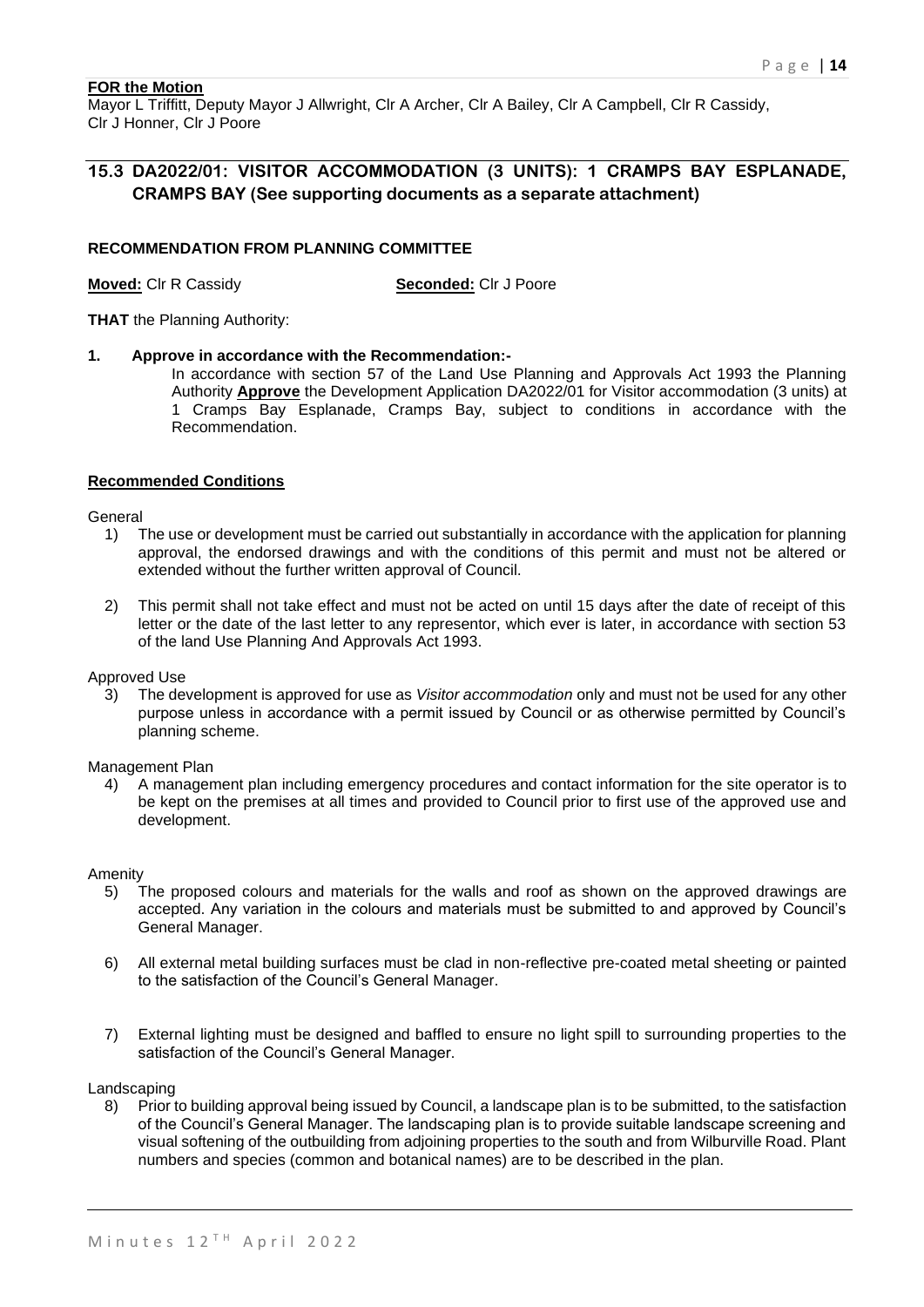**FOR the Motion**

Mayor L Triffitt, Deputy Mayor J Allwright, Clr A Archer, Clr A Bailey, Clr A Campbell, Clr R Cassidy, Clr J Honner, Clr J Poore

## 15.3 DA2022/01: VISITOR ACCOMMODATION (3 UNITS): 1 CRAMPS BAY ESPLANADE, CRAMPS BAY (See supporting documents as a separate attachment)

**RECOMMENDATION FROM PLANNING COMMITTEE**

**Moved:** Clr R Cassidy **Seconded:** Clr J Poore

**THAT** the Planning Authority:

**1. Approve in accordance with the Recommendation:-**

In accordance with section 57 of the Land Use Planning and Approvals Act 1993 the Planning Authority **Approve** the Development Application DA2022/01 for Visitor accommodation (3 units) at 1 Cramps Bay Esplanade, Cramps Bay, subject to conditions in accordance with the Recommendation.

**Recommended Conditions**

General

1) The use or development must be carried out substantially in accordance with the application for planning approval, the endorsed drawings and with the conditions of this permit and must not be altered or extended without the further written approval of Council.

2) This permit shall not take effect and must not be acted on until 15 days after the date of receipt of this letter or the date of the last letter to any representor, which ever is later, in accordance with section 53 of the land Use Planning And Approvals Act 1993.

Approved Use

3) The development is approved for use as *Visitor accommodation* only and must not be used for any other purpose unless in accordance with a permit issued by Council or as otherwise permitted by Council's planning scheme.

Management Plan

4) A management plan including emergency procedures and contact information for the site operator is to be kept on the premises at all times and provided to Council prior to first use of the approved use and development.

Amenity

5) The proposed colours and materials for the walls and roof as shown on the approved drawings are accepted. Any variation in the colours and materials must be submitted to and approved by Council's General Manager.

6) All external metal building surfaces must be clad in non-reflective pre-coated metal sheeting or painted to the satisfaction of the Council's General Manager.

7) External lighting must be designed and baffled to ensure no light spill to surrounding properties to the satisfaction of the Council's General Manager.

Landscaping

8) Prior to building approval being issued by Council, a landscape plan is to be submitted, to the satisfaction of the Council's General Manager. The landscaping plan is to provide suitable landscape screening and visual softening of the outbuilding from adjoining properties to the south and from Wilburville Road. Plant numbers and species (common and botanical names) are to be described in the plan.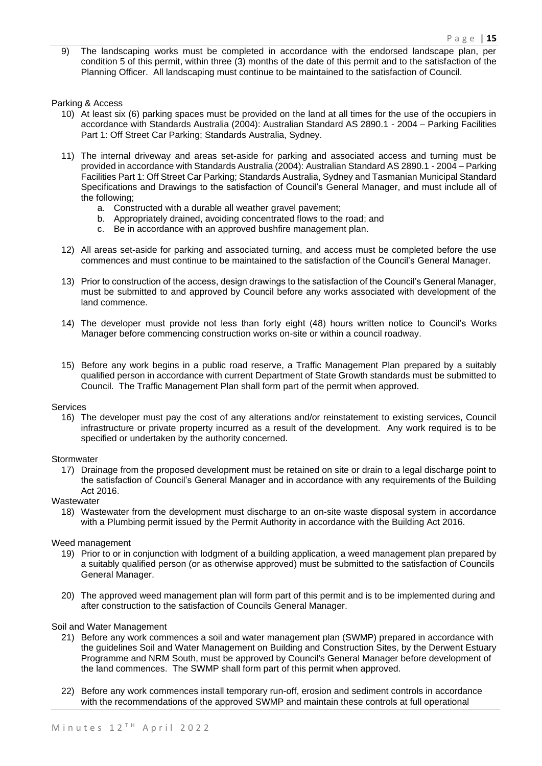9) The landscaping works must be completed in accordance with the endorsed landscape plan, per condition 5 of this permit, within three (3) months of the date of this permit and to the satisfaction of the Planning Officer. All landscaping must continue to be maintained to the satisfaction of Council.

Parking & Access

10) At least six (6) parking spaces must be provided on the land at all times for the use of the occupiers in accordance with Standards Australia (2004): Australian Standard AS 2890.1 - 2004 – Parking Facilities Part 1: Off Street Car Parking; Standards Australia, Sydney.

11) The internal driveway and areas set-aside for parking and associated access and turning must be provided in accordance with Standards Australia (2004): Australian Standard AS 2890.1 - 2004 – Parking Facilities Part 1: Off Street Car Parking; Standards Australia, Sydney and Tasmanian Municipal Standard Specifications and Drawings to the satisfaction of Council's General Manager, and must include all of the following;
    a. Constructed with a durable all weather gravel pavement;
    b. Appropriately drained, avoiding concentrated flows to the road; and
    c. Be in accordance with an approved bushfire management plan.

12) All areas set-aside for parking and associated turning, and access must be completed before the use commences and must continue to be maintained to the satisfaction of the Council's General Manager.

13) Prior to construction of the access, design drawings to the satisfaction of the Council's General Manager, must be submitted to and approved by Council before any works associated with development of the land commence.

14) The developer must provide not less than forty eight (48) hours written notice to Council's Works Manager before commencing construction works on-site or within a council roadway.

15) Before any work begins in a public road reserve, a Traffic Management Plan prepared by a suitably qualified person in accordance with current Department of State Growth standards must be submitted to Council. The Traffic Management Plan shall form part of the permit when approved.

Services

16) The developer must pay the cost of any alterations and/or reinstatement to existing services, Council infrastructure or private property incurred as a result of the development. Any work required is to be specified or undertaken by the authority concerned.

Stormwater

17) Drainage from the proposed development must be retained on site or drain to a legal discharge point to the satisfaction of Council's General Manager and in accordance with any requirements of the Building Act 2016.

Wastewater

18) Wastewater from the development must discharge to an on-site waste disposal system in accordance with a Plumbing permit issued by the Permit Authority in accordance with the Building Act 2016.

Weed management

19) Prior to or in conjunction with lodgment of a building application, a weed management plan prepared by a suitably qualified person (or as otherwise approved) must be submitted to the satisfaction of Councils General Manager.

20) The approved weed management plan will form part of this permit and is to be implemented during and after construction to the satisfaction of Councils General Manager.

Soil and Water Management

21) Before any work commences a soil and water management plan (SWMP) prepared in accordance with the guidelines Soil and Water Management on Building and Construction Sites, by the Derwent Estuary Programme and NRM South, must be approved by Council's General Manager before development of the land commences. The SWMP shall form part of this permit when approved.

22) Before any work commences install temporary run-off, erosion and sediment controls in accordance with the recommendations of the approved SWMP and maintain these controls at full operational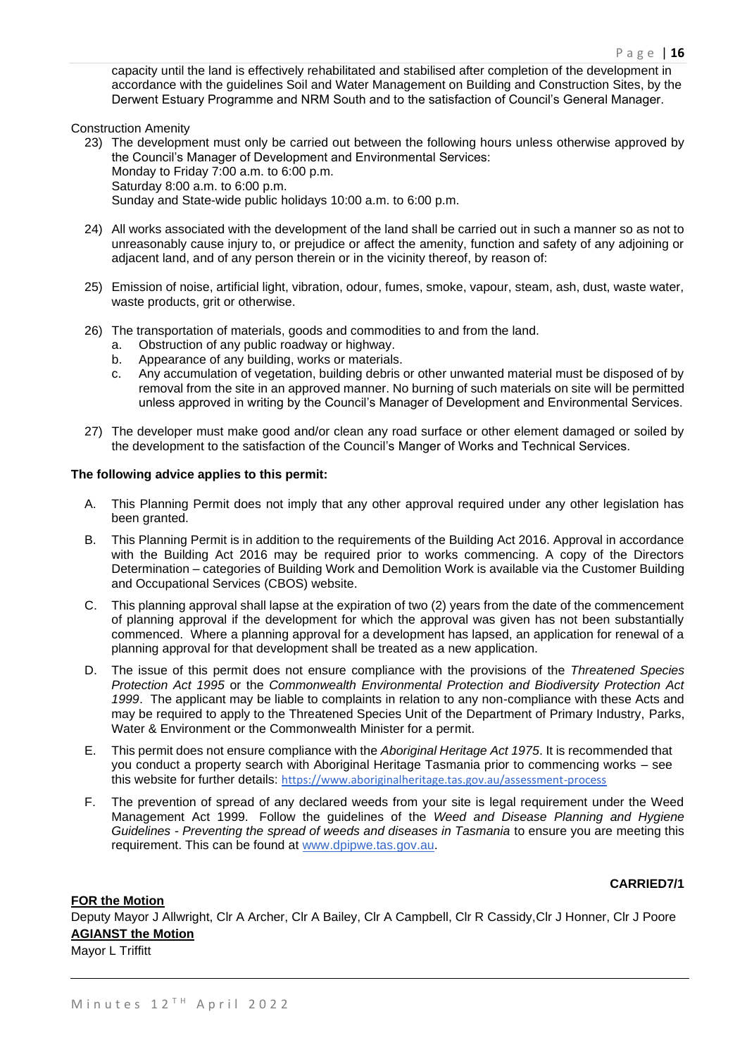capacity until the land is effectively rehabilitated and stabilised after completion of the development in accordance with the guidelines Soil and Water Management on Building and Construction Sites, by the Derwent Estuary Programme and NRM South and to the satisfaction of Council's General Manager.

Construction Amenity

23) The development must only be carried out between the following hours unless otherwise approved by the Council's Manager of Development and Environmental Services:
    Monday to Friday 7:00 a.m. to 6:00 p.m.
    Saturday 8:00 a.m. to 6:00 p.m.
    Sunday and State-wide public holidays 10:00 a.m. to 6:00 p.m.

24) All works associated with the development of the land shall be carried out in such a manner so as not to unreasonably cause injury to, or prejudice or affect the amenity, function and safety of any adjoining or adjacent land, and of any person therein or in the vicinity thereof, by reason of:

25) Emission of noise, artificial light, vibration, odour, fumes, smoke, vapour, steam, ash, dust, waste water, waste products, grit or otherwise.

26) The transportation of materials, goods and commodities to and from the land.
    a. Obstruction of any public roadway or highway.
    b. Appearance of any building, works or materials.
    c. Any accumulation of vegetation, building debris or other unwanted material must be disposed of by removal from the site in an approved manner. No burning of such materials on site will be permitted unless approved in writing by the Council's Manager of Development and Environmental Services.

27) The developer must make good and/or clean any road surface or other element damaged or soiled by the development to the satisfaction of the Council's Manger of Works and Technical Services.

**The following advice applies to this permit:**

A. This Planning Permit does not imply that any other approval required under any other legislation has been granted.

B. This Planning Permit is in addition to the requirements of the Building Act 2016. Approval in accordance with the Building Act 2016 may be required prior to works commencing. A copy of the Directors Determination – categories of Building Work and Demolition Work is available via the Customer Building and Occupational Services (CBOS) website.

C. This planning approval shall lapse at the expiration of two (2) years from the date of the commencement of planning approval if the development for which the approval was given has not been substantially commenced. Where a planning approval for a development has lapsed, an application for renewal of a planning approval for that development shall be treated as a new application.

D. The issue of this permit does not ensure compliance with the provisions of the *Threatened Species Protection Act 1995* or the *Commonwealth Environmental Protection and Biodiversity Protection Act 1999*. The applicant may be liable to complaints in relation to any non-compliance with these Acts and may be required to apply to the Threatened Species Unit of the Department of Primary Industry, Parks, Water & Environment or the Commonwealth Minister for a permit.

E. This permit does not ensure compliance with the *Aboriginal Heritage Act 1975*. It is recommended that you conduct a property search with Aboriginal Heritage Tasmania prior to commencing works – see this website for further details: https://www.aboriginalheritage.tas.gov.au/assessment-process

F. The prevention of spread of any declared weeds from your site is legal requirement under the Weed Management Act 1999. Follow the guidelines of the *Weed and Disease Planning and Hygiene Guidelines - Preventing the spread of weeds and diseases in Tasmania* to ensure you are meeting this requirement. This can be found at www.dpipwe.tas.gov.au.

**CARRIED7/1**

**FOR the Motion**

Deputy Mayor J Allwright, Clr A Archer, Clr A Bailey, Clr A Campbell, Clr R Cassidy,Clr J Honner, Clr J Poore

**AGIANST the Motion**

Mayor L Triffitt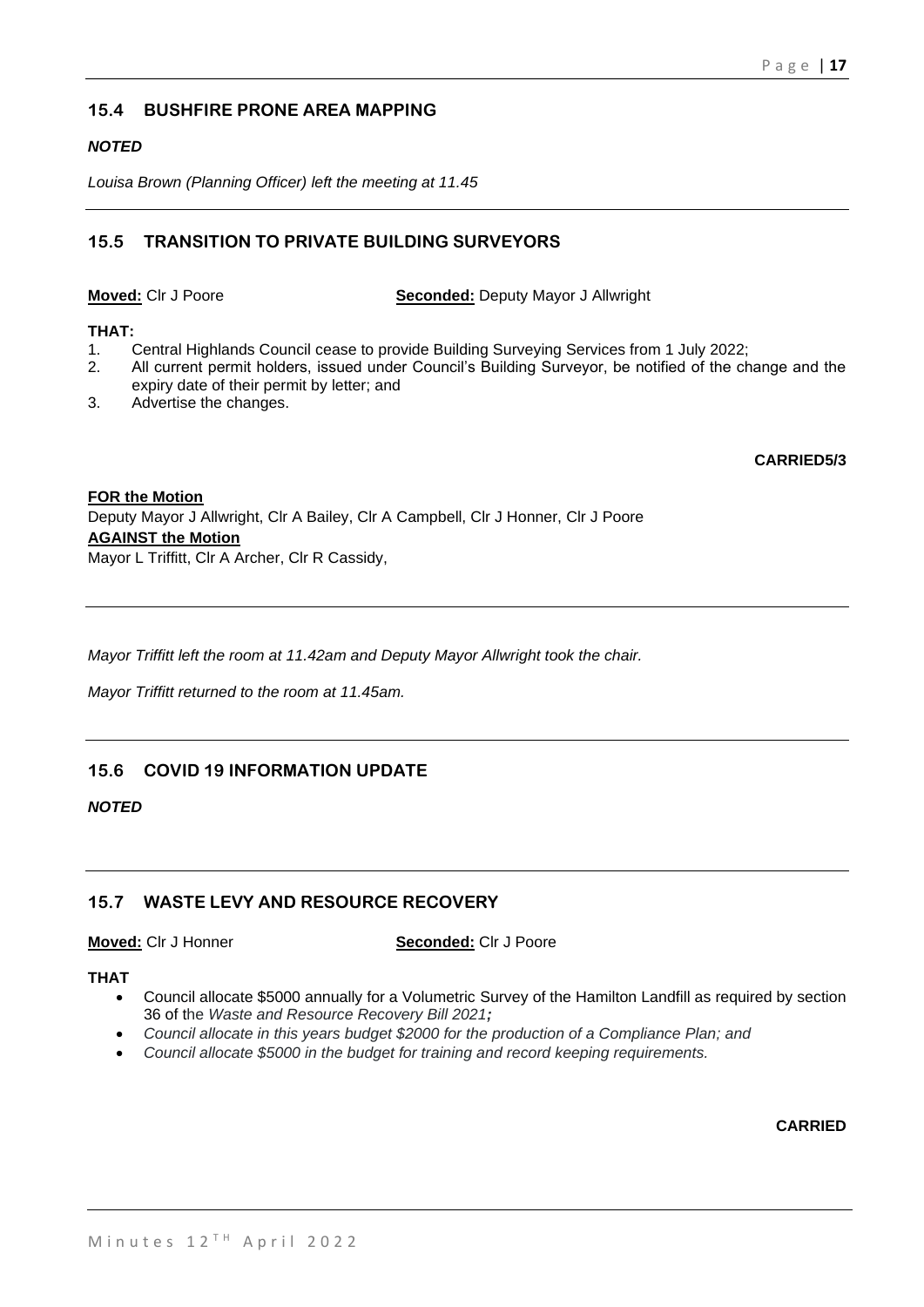## 15.4 BUSHFIRE PRONE AREA MAPPING

***NOTED***

*Louisa Brown (Planning Officer) left the meeting at 11.45*

---

## 15.5 TRANSITION TO PRIVATE BUILDING SURVEYORS

**Moved:** Clr J Poore **Seconded:** Deputy Mayor J Allwright

**THAT:**

1. Central Highlands Council cease to provide Building Surveying Services from 1 July 2022;
2. All current permit holders, issued under Council's Building Surveyor, be notified of the change and the expiry date of their permit by letter; and
3. Advertise the changes.

**CARRIED5/3**

**FOR the Motion**
Deputy Mayor J Allwright, Clr A Bailey, Clr A Campbell, Clr J Honner, Clr J Poore
**AGAINST the Motion**
Mayor L Triffitt, Clr A Archer, Clr R Cassidy,

---

*Mayor Triffitt left the room at 11.42am and Deputy Mayor Allwright took the chair.*

*Mayor Triffitt returned to the room at 11.45am.*

---

## 15.6 COVID 19 INFORMATION UPDATE

***NOTED***

---

## 15.7 WASTE LEVY AND RESOURCE RECOVERY

**Moved:** Clr J Honner **Seconded:** Clr J Poore

**THAT**

- Council allocate $5000 annually for a Volumetric Survey of the Hamilton Landfill as required by section 36 of the *Waste and Resource Recovery Bill 2021;*
- *Council allocate in this years budget $2000 for the production of a Compliance Plan; and*
- *Council allocate $5000 in the budget for training and record keeping requirements.*

**CARRIED**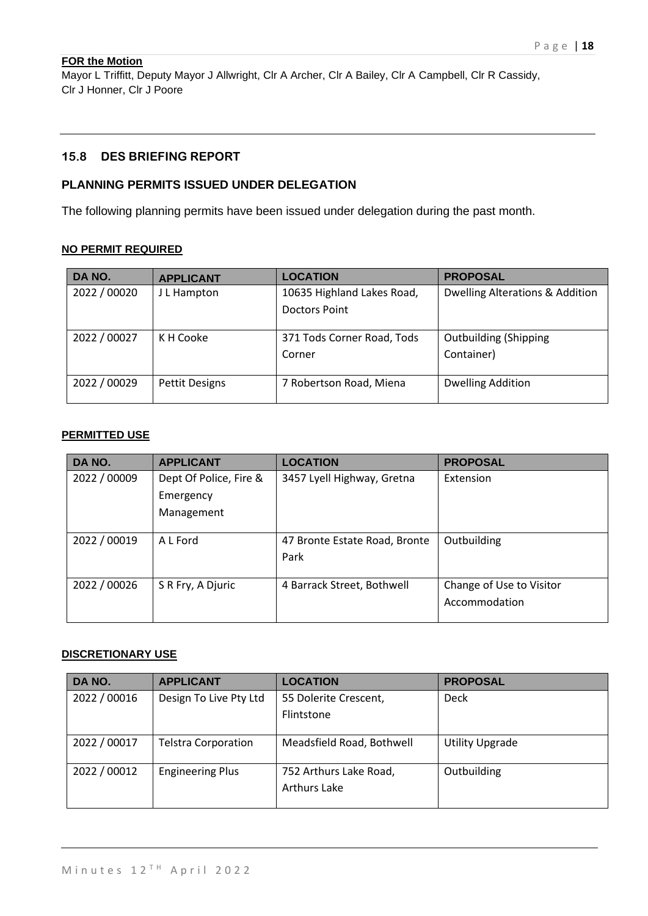**FOR the Motion**

Mayor L Triffitt, Deputy Mayor J Allwright, Clr A Archer, Clr A Bailey, Clr A Campbell, Clr R Cassidy, Clr J Honner, Clr J Poore

---

## 15.8 DES BRIEFING REPORT

### PLANNING PERMITS ISSUED UNDER DELEGATION

The following planning permits have been issued under delegation during the past month.

**NO PERMIT REQUIRED**

| DA NO. | APPLICANT | LOCATION | PROPOSAL |
|---|---|---|---|
| 2022 / 00020 | J L Hampton | 10635 Highland Lakes Road, Doctors Point | Dwelling Alterations & Addition |
| 2022 / 00027 | K H Cooke | 371 Tods Corner Road, Tods Corner | Outbuilding (Shipping Container) |
| 2022 / 00029 | Pettit Designs | 7 Robertson Road, Miena | Dwelling Addition |

**PERMITTED USE**

| DA NO. | APPLICANT | LOCATION | PROPOSAL |
|---|---|---|---|
| 2022 / 00009 | Dept Of Police, Fire & Emergency Management | 3457 Lyell Highway, Gretna | Extension |
| 2022 / 00019 | A L Ford | 47 Bronte Estate Road, Bronte Park | Outbuilding |
| 2022 / 00026 | S R Fry, A Djuric | 4 Barrack Street, Bothwell | Change of Use to Visitor Accommodation |

**DISCRETIONARY USE**

| DA NO. | APPLICANT | LOCATION | PROPOSAL |
|---|---|---|---|
| 2022 / 00016 | Design To Live Pty Ltd | 55 Dolerite Crescent, Flintstone | Deck |
| 2022 / 00017 | Telstra Corporation | Meadsfield Road, Bothwell | Utility Upgrade |
| 2022 / 00012 | Engineering Plus | 752 Arthurs Lake Road, Arthurs Lake | Outbuilding |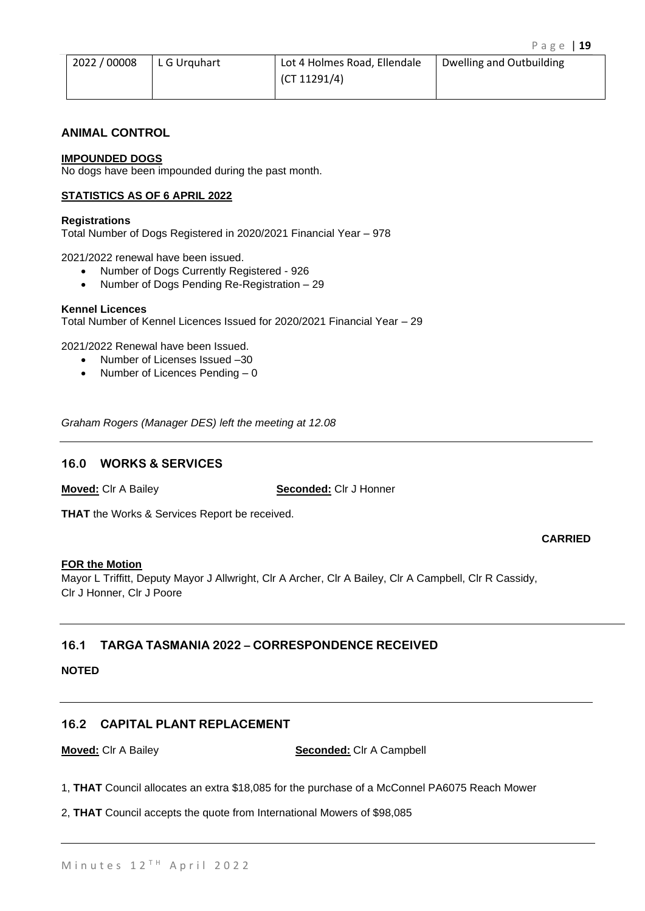| 2022 / 00008 | L G Urquhart | Lot 4 Holmes Road, Ellendale (CT 11291/4) | Dwelling and Outbuilding |
|---|---|---|---|

## ANIMAL CONTROL

**IMPOUNDED DOGS**
No dogs have been impounded during the past month.

**STATISTICS AS OF 6 APRIL 2022**

**Registrations**
Total Number of Dogs Registered in 2020/2021 Financial Year – 978

2021/2022 renewal have been issued.

- Number of Dogs Currently Registered - 926
- Number of Dogs Pending Re-Registration – 29

**Kennel Licences**
Total Number of Kennel Licences Issued for 2020/2021 Financial Year – 29

2021/2022 Renewal have been Issued.

- Number of Licenses Issued –30
- Number of Licences Pending – 0

*Graham Rogers (Manager DES) left the meeting at 12.08*

## 16.0 WORKS & SERVICES

**Moved:** Clr A Bailey **Seconded:** Clr J Honner

**THAT** the Works & Services Report be received.

**CARRIED**

**FOR the Motion**
Mayor L Triffitt, Deputy Mayor J Allwright, Clr A Archer, Clr A Bailey, Clr A Campbell, Clr R Cassidy, Clr J Honner, Clr J Poore

## 16.1 TARGA TASMANIA 2022 – CORRESPONDENCE RECEIVED

**NOTED**

## 16.2 CAPITAL PLANT REPLACEMENT

**Moved:** Clr A Bailey **Seconded:** Clr A Campbell

1, **THAT** Council allocates an extra $18,085 for the purchase of a McConnel PA6075 Reach Mower

2, **THAT** Council accepts the quote from International Mowers of $98,085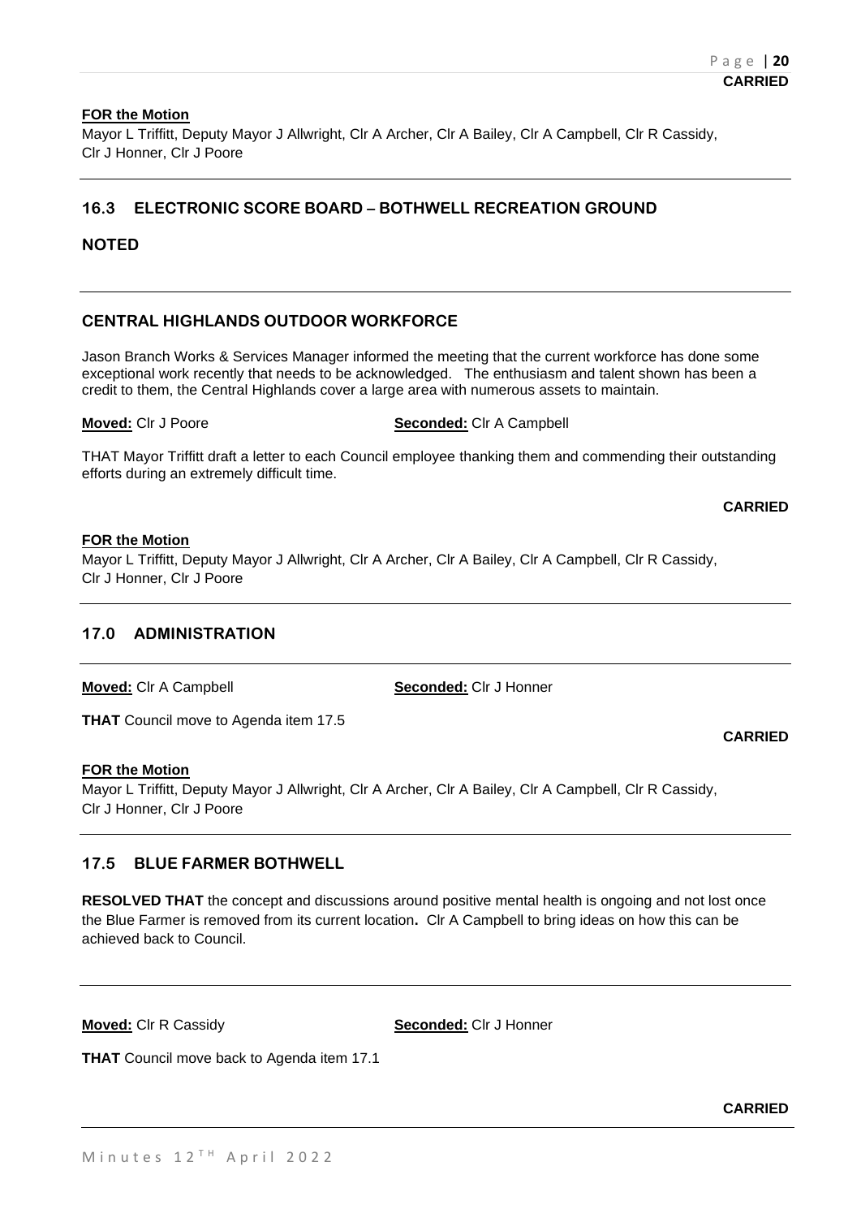**CARRIED**

**FOR the Motion**

Mayor L Triffitt, Deputy Mayor J Allwright, Clr A Archer, Clr A Bailey, Clr A Campbell, Clr R Cassidy, Clr J Honner, Clr J Poore

### 16.3 ELECTRONIC SCORE BOARD – BOTHWELL RECREATION GROUND

**NOTED**

### CENTRAL HIGHLANDS OUTDOOR WORKFORCE

Jason Branch Works & Services Manager informed the meeting that the current workforce has done some exceptional work recently that needs to be acknowledged. The enthusiasm and talent shown has been a credit to them, the Central Highlands cover a large area with numerous assets to maintain.

**Moved:** Clr J Poore **Seconded:** Clr A Campbell

THAT Mayor Triffitt draft a letter to each Council employee thanking them and commending their outstanding efforts during an extremely difficult time.

**CARRIED**

**FOR the Motion**

Mayor L Triffitt, Deputy Mayor J Allwright, Clr A Archer, Clr A Bailey, Clr A Campbell, Clr R Cassidy, Clr J Honner, Clr J Poore

### 17.0 ADMINISTRATION

**Moved:** Clr A Campbell **Seconded:** Clr J Honner

**THAT** Council move to Agenda item 17.5

**CARRIED**

**FOR the Motion**

Mayor L Triffitt, Deputy Mayor J Allwright, Clr A Archer, Clr A Bailey, Clr A Campbell, Clr R Cassidy, Clr J Honner, Clr J Poore

### 17.5 BLUE FARMER BOTHWELL

**RESOLVED THAT** the concept and discussions around positive mental health is ongoing and not lost once the Blue Farmer is removed from its current location**.** Clr A Campbell to bring ideas on how this can be achieved back to Council.

**Moved:** Clr R Cassidy **Seconded:** Clr J Honner

**THAT** Council move back to Agenda item 17.1

**CARRIED**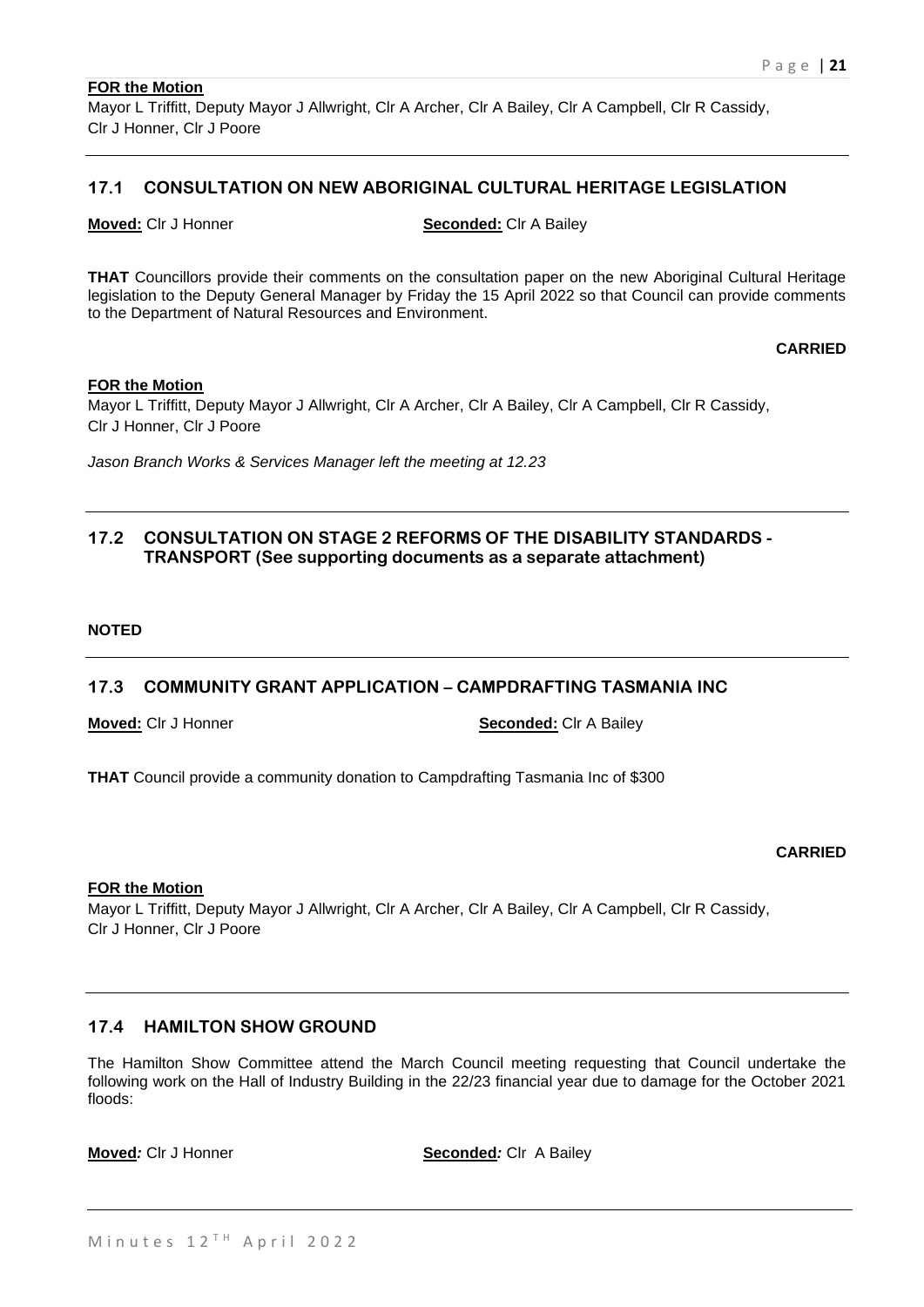**FOR the Motion**

Mayor L Triffitt, Deputy Mayor J Allwright, Clr A Archer, Clr A Bailey, Clr A Campbell, Clr R Cassidy, Clr J Honner, Clr J Poore

## 17.1 CONSULTATION ON NEW ABORIGINAL CULTURAL HERITAGE LEGISLATION

**Moved:** Clr J Honner **Seconded:** Clr A Bailey

**THAT** Councillors provide their comments on the consultation paper on the new Aboriginal Cultural Heritage legislation to the Deputy General Manager by Friday the 15 April 2022 so that Council can provide comments to the Department of Natural Resources and Environment.

**CARRIED**

**FOR the Motion**

Mayor L Triffitt, Deputy Mayor J Allwright, Clr A Archer, Clr A Bailey, Clr A Campbell, Clr R Cassidy, Clr J Honner, Clr J Poore

*Jason Branch Works & Services Manager left the meeting at 12.23*

## 17.2 CONSULTATION ON STAGE 2 REFORMS OF THE DISABILITY STANDARDS - TRANSPORT (See supporting documents as a separate attachment)

**NOTED**

## 17.3 COMMUNITY GRANT APPLICATION – CAMPDRAFTING TASMANIA INC

**Moved:** Clr J Honner **Seconded:** Clr A Bailey

**THAT** Council provide a community donation to Campdrafting Tasmania Inc of $300

**CARRIED**

**FOR the Motion**

Mayor L Triffitt, Deputy Mayor J Allwright, Clr A Archer, Clr A Bailey, Clr A Campbell, Clr R Cassidy, Clr J Honner, Clr J Poore

## 17.4 HAMILTON SHOW GROUND

The Hamilton Show Committee attend the March Council meeting requesting that Council undertake the following work on the Hall of Industry Building in the 22/23 financial year due to damage for the October 2021 floods:

**Moved***:* Clr J Honner **Seconded***:* Clr A Bailey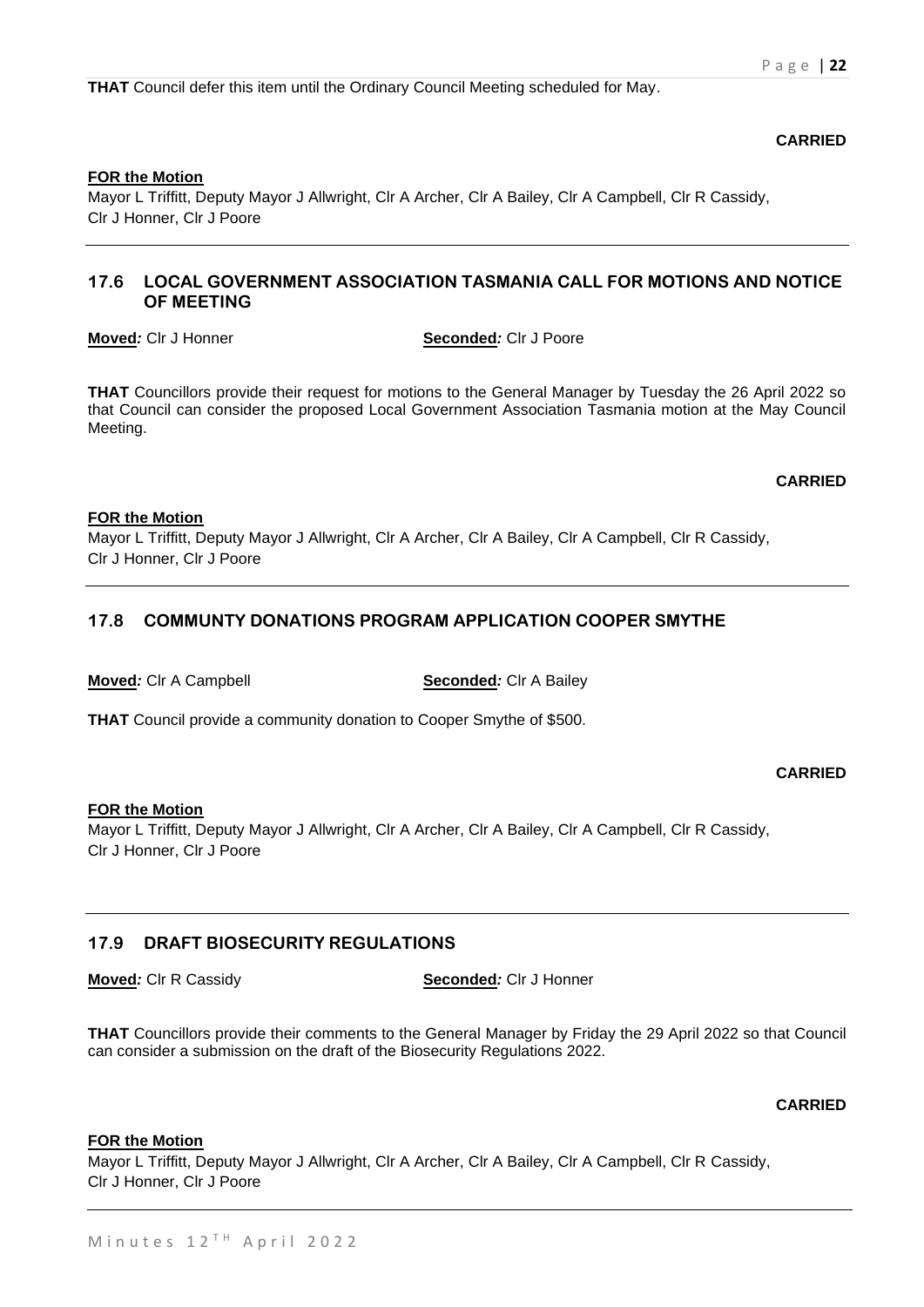**THAT** Council defer this item until the Ordinary Council Meeting scheduled for May.

**CARRIED**

**FOR the Motion**
Mayor L Triffitt, Deputy Mayor J Allwright, Clr A Archer, Clr A Bailey, Clr A Campbell, Clr R Cassidy, Clr J Honner, Clr J Poore

## 17.6 LOCAL GOVERNMENT ASSOCIATION TASMANIA CALL FOR MOTIONS AND NOTICE OF MEETING

**Moved:** Clr J Honner **Seconded:** Clr J Poore

**THAT** Councillors provide their request for motions to the General Manager by Tuesday the 26 April 2022 so that Council can consider the proposed Local Government Association Tasmania motion at the May Council Meeting.

**CARRIED**

**FOR the Motion**
Mayor L Triffitt, Deputy Mayor J Allwright, Clr A Archer, Clr A Bailey, Clr A Campbell, Clr R Cassidy, Clr J Honner, Clr J Poore

## 17.8 COMMUNTY DONATIONS PROGRAM APPLICATION COOPER SMYTHE

**Moved:** Clr A Campbell **Seconded:** Clr A Bailey

**THAT** Council provide a community donation to Cooper Smythe of $500.

**CARRIED**

**FOR the Motion**
Mayor L Triffitt, Deputy Mayor J Allwright, Clr A Archer, Clr A Bailey, Clr A Campbell, Clr R Cassidy, Clr J Honner, Clr J Poore

## 17.9 DRAFT BIOSECURITY REGULATIONS

**Moved:** Clr R Cassidy **Seconded:** Clr J Honner

**THAT** Councillors provide their comments to the General Manager by Friday the 29 April 2022 so that Council can consider a submission on the draft of the Biosecurity Regulations 2022.

**CARRIED**

**FOR the Motion**
Mayor L Triffitt, Deputy Mayor J Allwright, Clr A Archer, Clr A Bailey, Clr A Campbell, Clr R Cassidy, Clr J Honner, Clr J Poore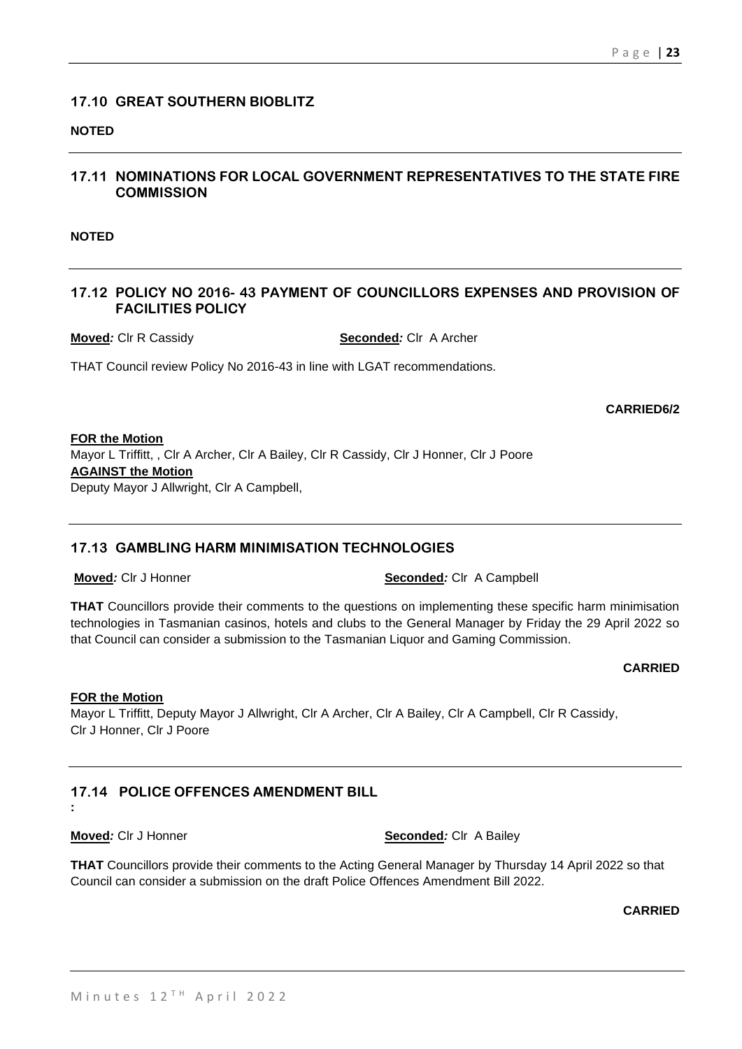## 17.10 GREAT SOUTHERN BIOBLITZ

**NOTED**

---

## 17.11 NOMINATIONS FOR LOCAL GOVERNMENT REPRESENTATIVES TO THE STATE FIRE COMMISSION

**NOTED**

---

## 17.12 POLICY NO 2016- 43 PAYMENT OF COUNCILLORS EXPENSES AND PROVISION OF FACILITIES POLICY

**Moved***:* Clr R Cassidy **Seconded***:* Clr A Archer

THAT Council review Policy No 2016-43 in line with LGAT recommendations.

**CARRIED6/2**

**FOR the Motion**
Mayor L Triffitt, , Clr A Archer, Clr A Bailey, Clr R Cassidy, Clr J Honner, Clr J Poore
**AGAINST the Motion**
Deputy Mayor J Allwright, Clr A Campbell,

---

## 17.13 GAMBLING HARM MINIMISATION TECHNOLOGIES

**Moved***:* Clr J Honner **Seconded***:* Clr A Campbell

**THAT** Councillors provide their comments to the questions on implementing these specific harm minimisation technologies in Tasmanian casinos, hotels and clubs to the General Manager by Friday the 29 April 2022 so that Council can consider a submission to the Tasmanian Liquor and Gaming Commission.

**CARRIED**

**FOR the Motion**
Mayor L Triffitt, Deputy Mayor J Allwright, Clr A Archer, Clr A Bailey, Clr A Campbell, Clr R Cassidy, Clr J Honner, Clr J Poore

---

## 17.14 POLICE OFFENCES AMENDMENT BILL

**:**

**Moved***:* Clr J Honner **Seconded***:* Clr A Bailey

**THAT** Councillors provide their comments to the Acting General Manager by Thursday 14 April 2022 so that Council can consider a submission on the draft Police Offences Amendment Bill 2022.

**CARRIED**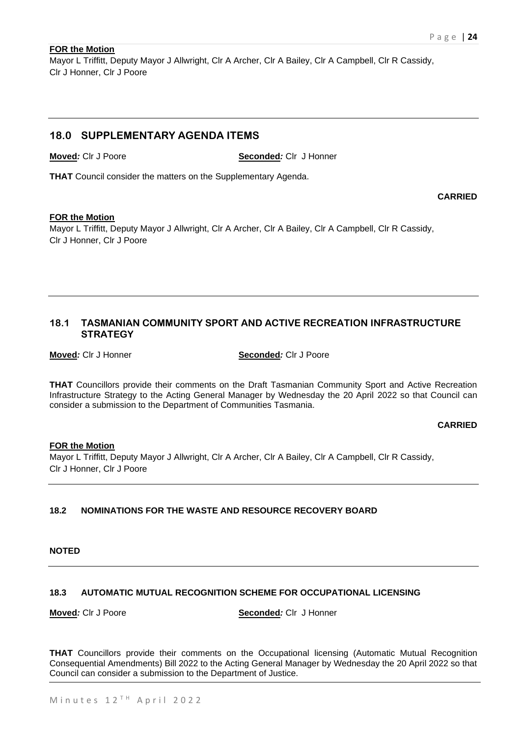**FOR the Motion**

Mayor L Triffitt, Deputy Mayor J Allwright, Clr A Archer, Clr A Bailey, Clr A Campbell, Clr R Cassidy, Clr J Honner, Clr J Poore

---

## 18.0 SUPPLEMENTARY AGENDA ITEMS

**Moved***:* Clr J Poore **Seconded***:* Clr J Honner

**THAT** Council consider the matters on the Supplementary Agenda.

**CARRIED**

**FOR the Motion**

Mayor L Triffitt, Deputy Mayor J Allwright, Clr A Archer, Clr A Bailey, Clr A Campbell, Clr R Cassidy, Clr J Honner, Clr J Poore

---

### 18.1 TASMANIAN COMMUNITY SPORT AND ACTIVE RECREATION INFRASTRUCTURE STRATEGY

**Moved***:* Clr J Honner **Seconded***:* Clr J Poore

**THAT** Councillors provide their comments on the Draft Tasmanian Community Sport and Active Recreation Infrastructure Strategy to the Acting General Manager by Wednesday the 20 April 2022 so that Council can consider a submission to the Department of Communities Tasmania.

**CARRIED**

**FOR the Motion**

Mayor L Triffitt, Deputy Mayor J Allwright, Clr A Archer, Clr A Bailey, Clr A Campbell, Clr R Cassidy, Clr J Honner, Clr J Poore

---

### 18.2 NOMINATIONS FOR THE WASTE AND RESOURCE RECOVERY BOARD

**NOTED**

---

### 18.3 AUTOMATIC MUTUAL RECOGNITION SCHEME FOR OCCUPATIONAL LICENSING

**Moved***:* Clr J Poore **Seconded***:* Clr J Honner

**THAT** Councillors provide their comments on the Occupational licensing (Automatic Mutual Recognition Consequential Amendments) Bill 2022 to the Acting General Manager by Wednesday the 20 April 2022 so that Council can consider a submission to the Department of Justice.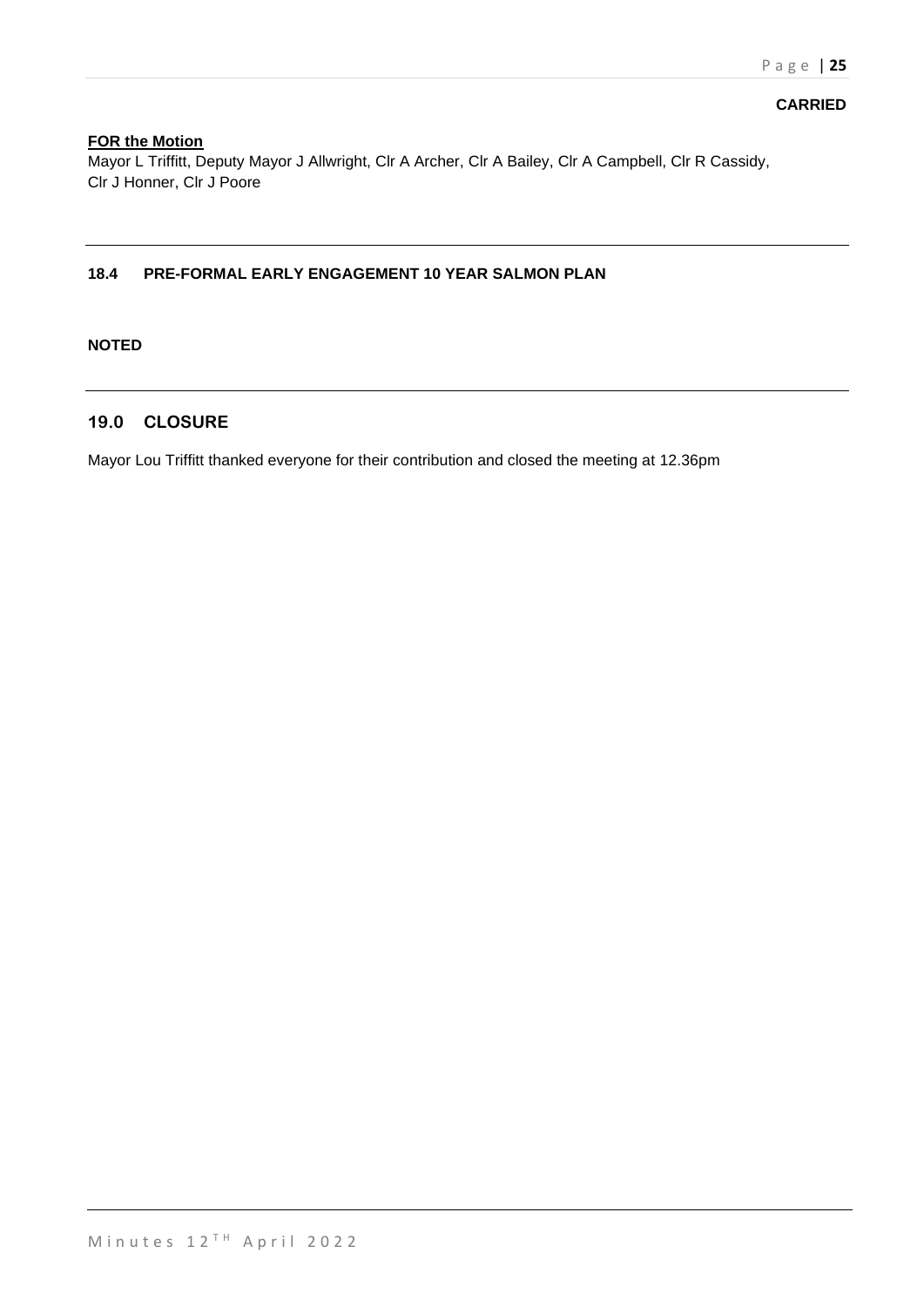**CARRIED**

**FOR the Motion**

Mayor L Triffitt, Deputy Mayor J Allwright, Clr A Archer, Clr A Bailey, Clr A Campbell, Clr R Cassidy, Clr J Honner, Clr J Poore

---

### 18.4 PRE-FORMAL EARLY ENGAGEMENT 10 YEAR SALMON PLAN

**NOTED**

---

## 19.0 CLOSURE

Mayor Lou Triffitt thanked everyone for their contribution and closed the meeting at 12.36pm